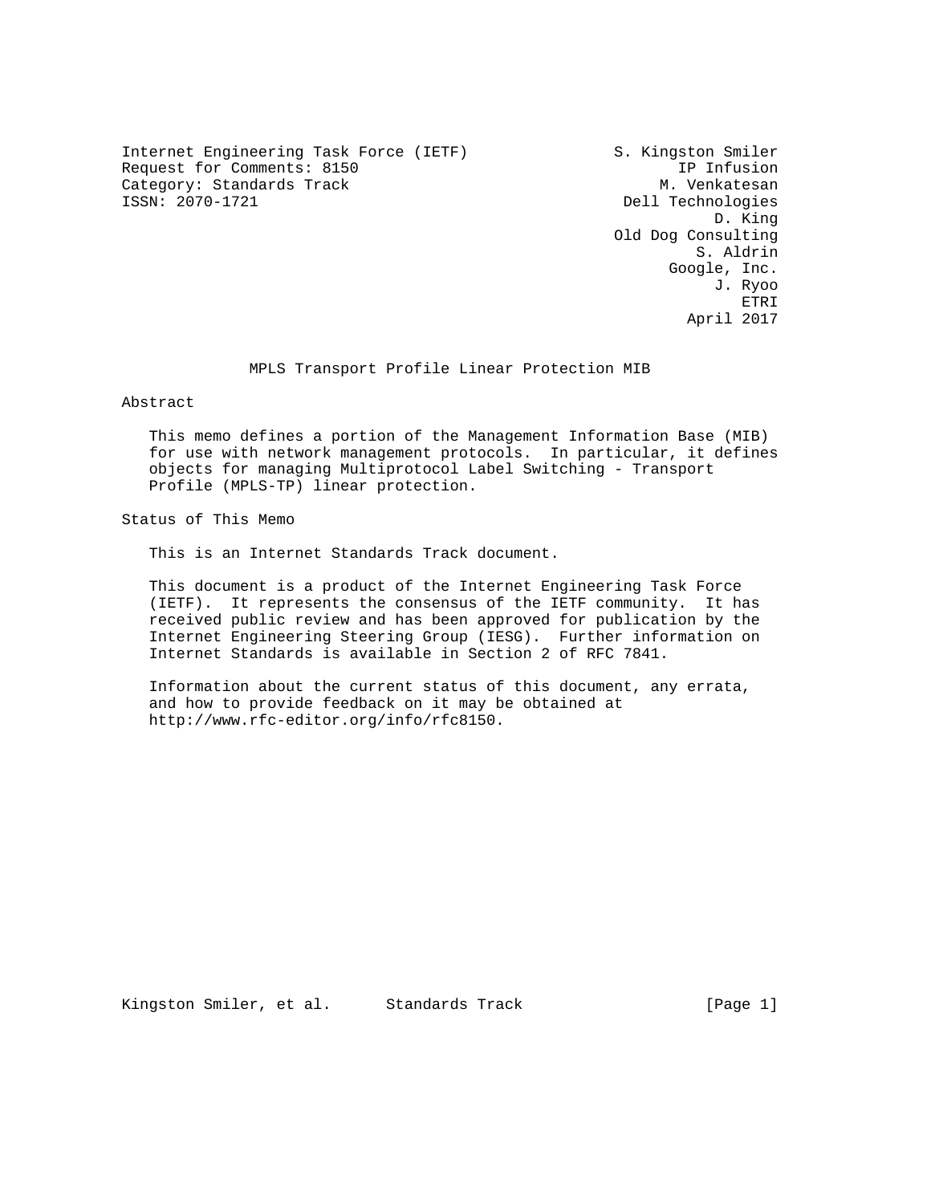Internet Engineering Task Force (IETF)  
Request for Comments: 8150  
Category: Standards Track  
ISSN: 2070-1721

S. Kingston Smiler  
IP Infusion  
M. Venkatesan  
Dell Technologies  
D. King  
Old Dog Consulting  
S. Aldrin  
Google, Inc.  
J. Ryoo  
ETRI  
April 2017

# MPLS Transport Profile Linear Protection MIB

## Abstract

This memo defines a portion of the Management Information Base (MIB) for use with network management protocols. In particular, it defines objects for managing Multiprotocol Label Switching - Transport Profile (MPLS-TP) linear protection.

## Status of This Memo

This is an Internet Standards Track document.

This document is a product of the Internet Engineering Task Force (IETF). It represents the consensus of the IETF community. It has received public review and has been approved for publication by the Internet Engineering Steering Group (IESG). Further information on Internet Standards is available in Section 2 of RFC 7841.

Information about the current status of this document, any errata, and how to provide feedback on it may be obtained at http://www.rfc-editor.org/info/rfc8150.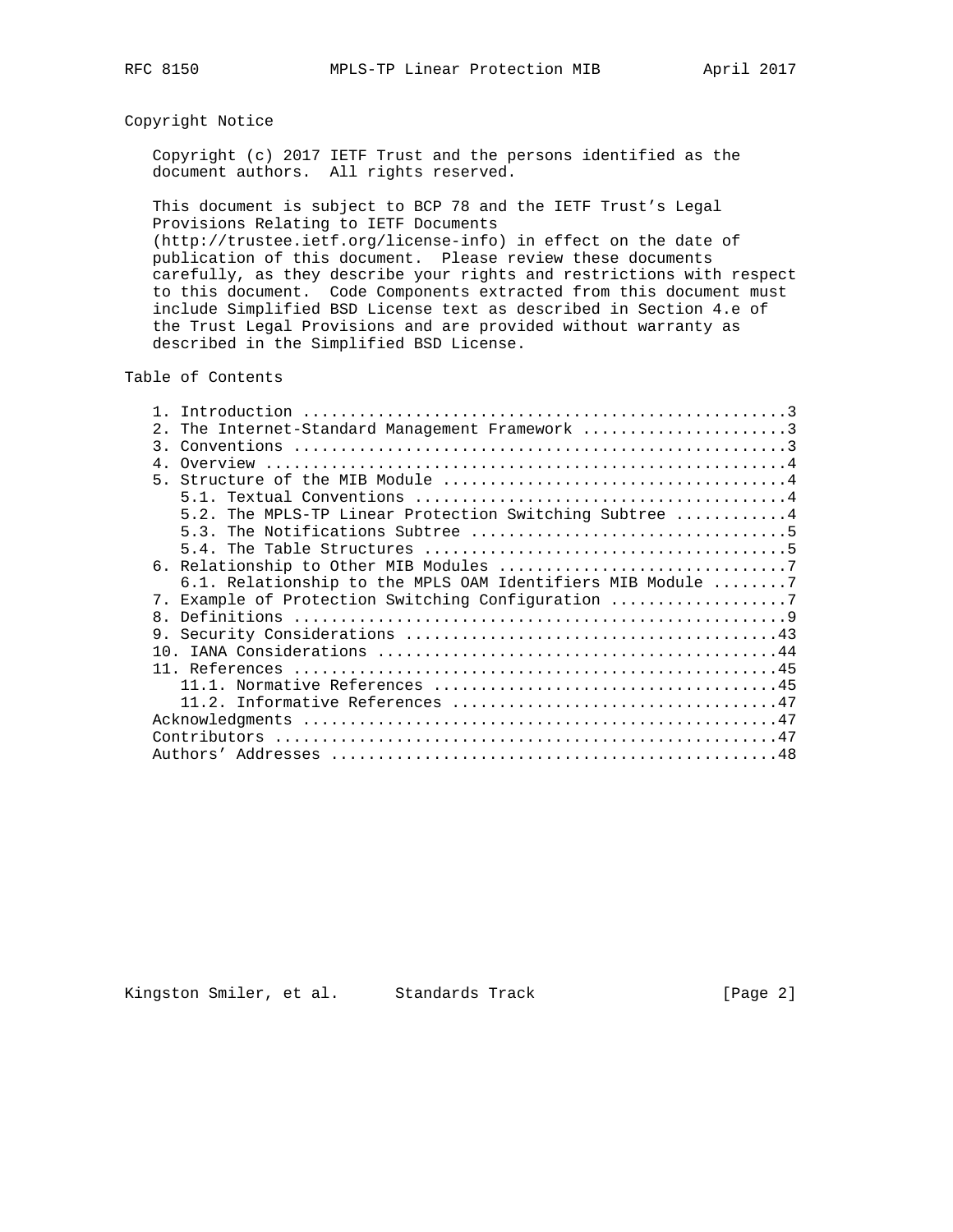## Copyright Notice

Copyright (c) 2017 IETF Trust and the persons identified as the document authors. All rights reserved.

This document is subject to BCP 78 and the IETF Trust's Legal Provisions Relating to IETF Documents (http://trustee.ietf.org/license-info) in effect on the date of publication of this document. Please review these documents carefully, as they describe your rights and restrictions with respect to this document. Code Components extracted from this document must include Simplified BSD License text as described in Section 4.e of the Trust Legal Provisions and are provided without warranty as described in the Simplified BSD License.

## Table of Contents

```
   1. Introduction ....................................................3
   2. The Internet-Standard Management Framework ......................3
   3. Conventions .....................................................3
   4. Overview ........................................................4
   5. Structure of the MIB Module .....................................4
      5.1. Textual Conventions ........................................4
      5.2. The MPLS-TP Linear Protection Switching Subtree ............4
      5.3. The Notifications Subtree ..................................5
      5.4. The Table Structures .......................................5
   6. Relationship to Other MIB Modules ...............................7
      6.1. Relationship to the MPLS OAM Identifiers MIB Module ........7
   7. Example of Protection Switching Configuration ...................7
   8. Definitions .....................................................9
   9. Security Considerations ........................................43
   10. IANA Considerations ...........................................44
   11. References ....................................................45
      11.1. Normative References .....................................45
      11.2. Informative References ...................................47
   Acknowledgments ...................................................47
   Contributors ......................................................47
   Authors' Addresses ................................................48
```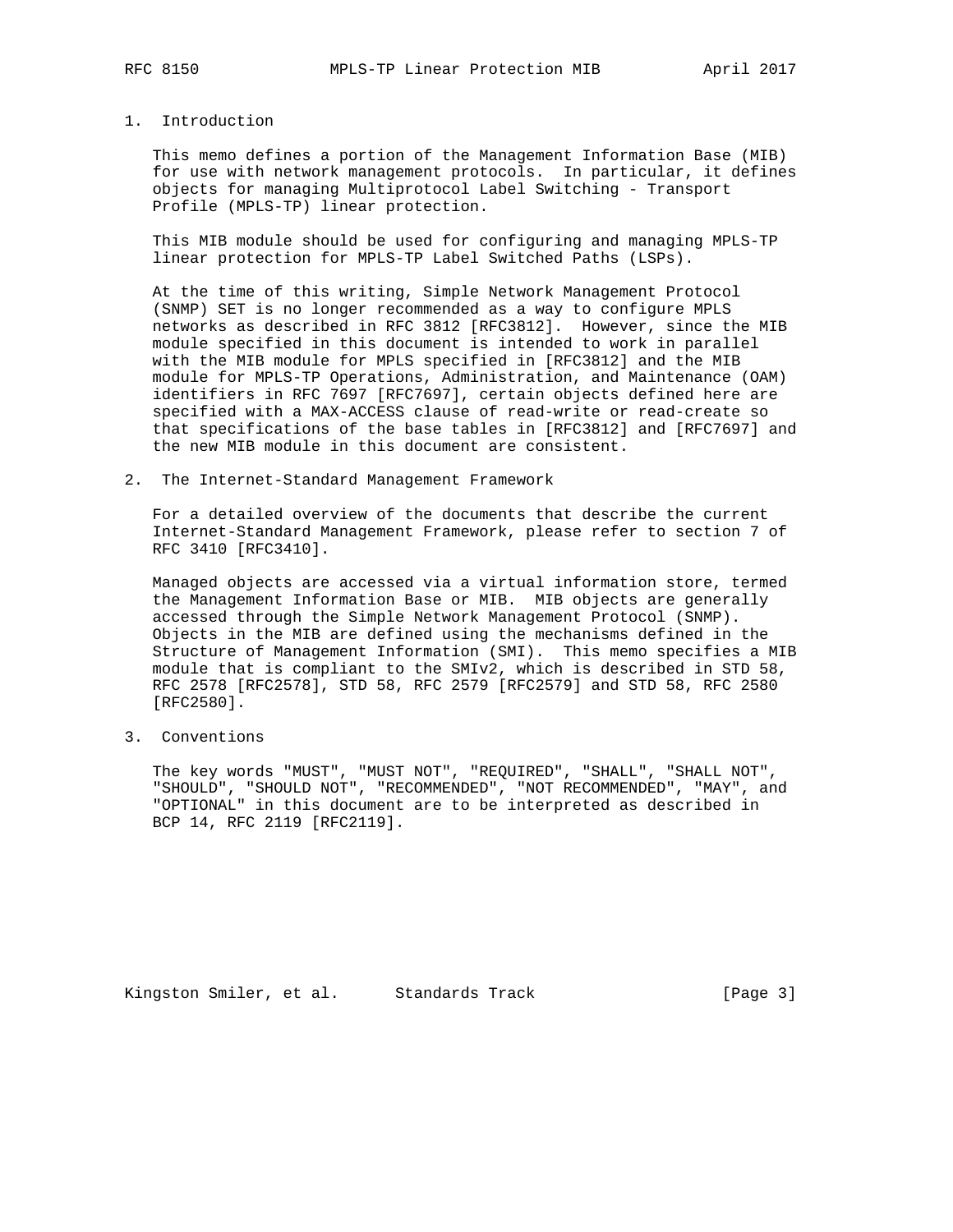## 1. Introduction

This memo defines a portion of the Management Information Base (MIB) for use with network management protocols. In particular, it defines objects for managing Multiprotocol Label Switching - Transport Profile (MPLS-TP) linear protection.

This MIB module should be used for configuring and managing MPLS-TP linear protection for MPLS-TP Label Switched Paths (LSPs).

At the time of this writing, Simple Network Management Protocol (SNMP) SET is no longer recommended as a way to configure MPLS networks as described in RFC 3812 [RFC3812]. However, since the MIB module specified in this document is intended to work in parallel with the MIB module for MPLS specified in [RFC3812] and the MIB module for MPLS-TP Operations, Administration, and Maintenance (OAM) identifiers in RFC 7697 [RFC7697], certain objects defined here are specified with a MAX-ACCESS clause of read-write or read-create so that specifications of the base tables in [RFC3812] and [RFC7697] and the new MIB module in this document are consistent.

## 2. The Internet-Standard Management Framework

For a detailed overview of the documents that describe the current Internet-Standard Management Framework, please refer to section 7 of RFC 3410 [RFC3410].

Managed objects are accessed via a virtual information store, termed the Management Information Base or MIB. MIB objects are generally accessed through the Simple Network Management Protocol (SNMP). Objects in the MIB are defined using the mechanisms defined in the Structure of Management Information (SMI). This memo specifies a MIB module that is compliant to the SMIv2, which is described in STD 58, RFC 2578 [RFC2578], STD 58, RFC 2579 [RFC2579] and STD 58, RFC 2580 [RFC2580].

## 3. Conventions

The key words "MUST", "MUST NOT", "REQUIRED", "SHALL", "SHALL NOT", "SHOULD", "SHOULD NOT", "RECOMMENDED", "NOT RECOMMENDED", "MAY", and "OPTIONAL" in this document are to be interpreted as described in BCP 14, RFC 2119 [RFC2119].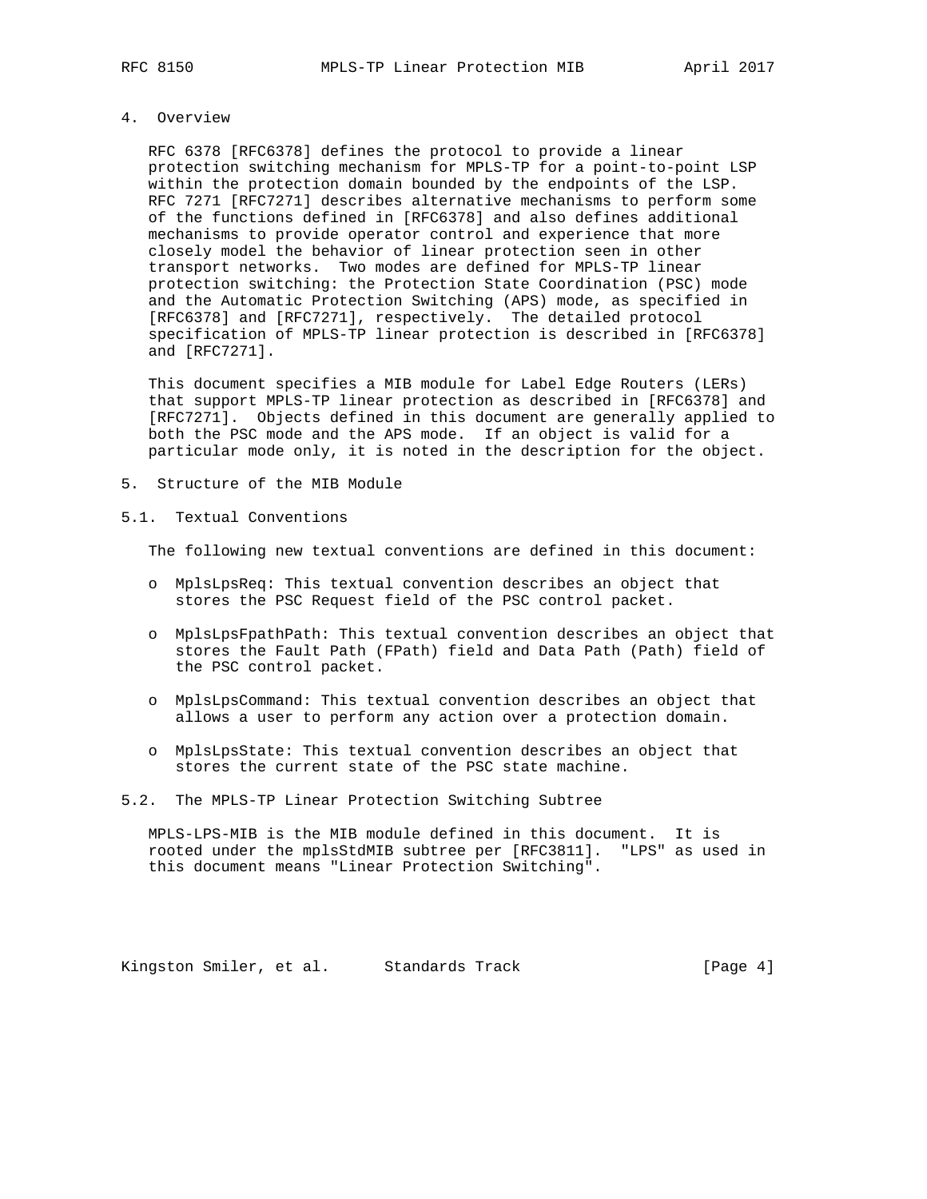## 4. Overview

RFC 6378 [RFC6378] defines the protocol to provide a linear protection switching mechanism for MPLS-TP for a point-to-point LSP within the protection domain bounded by the endpoints of the LSP. RFC 7271 [RFC7271] describes alternative mechanisms to perform some of the functions defined in [RFC6378] and also defines additional mechanisms to provide operator control and experience that more closely model the behavior of linear protection seen in other transport networks. Two modes are defined for MPLS-TP linear protection switching: the Protection State Coordination (PSC) mode and the Automatic Protection Switching (APS) mode, as specified in [RFC6378] and [RFC7271], respectively. The detailed protocol specification of MPLS-TP linear protection is described in [RFC6378] and [RFC7271].

This document specifies a MIB module for Label Edge Routers (LERs) that support MPLS-TP linear protection as described in [RFC6378] and [RFC7271]. Objects defined in this document are generally applied to both the PSC mode and the APS mode. If an object is valid for a particular mode only, it is noted in the description for the object.

## 5. Structure of the MIB Module

### 5.1. Textual Conventions

The following new textual conventions are defined in this document:

- MplsLpsReq: This textual convention describes an object that stores the PSC Request field of the PSC control packet.
- MplsLpsFpathPath: This textual convention describes an object that stores the Fault Path (FPath) field and Data Path (Path) field of the PSC control packet.
- MplsLpsCommand: This textual convention describes an object that allows a user to perform any action over a protection domain.
- MplsLpsState: This textual convention describes an object that stores the current state of the PSC state machine.

### 5.2. The MPLS-TP Linear Protection Switching Subtree

MPLS-LPS-MIB is the MIB module defined in this document. It is rooted under the mplsStdMIB subtree per [RFC3811]. "LPS" as used in this document means "Linear Protection Switching".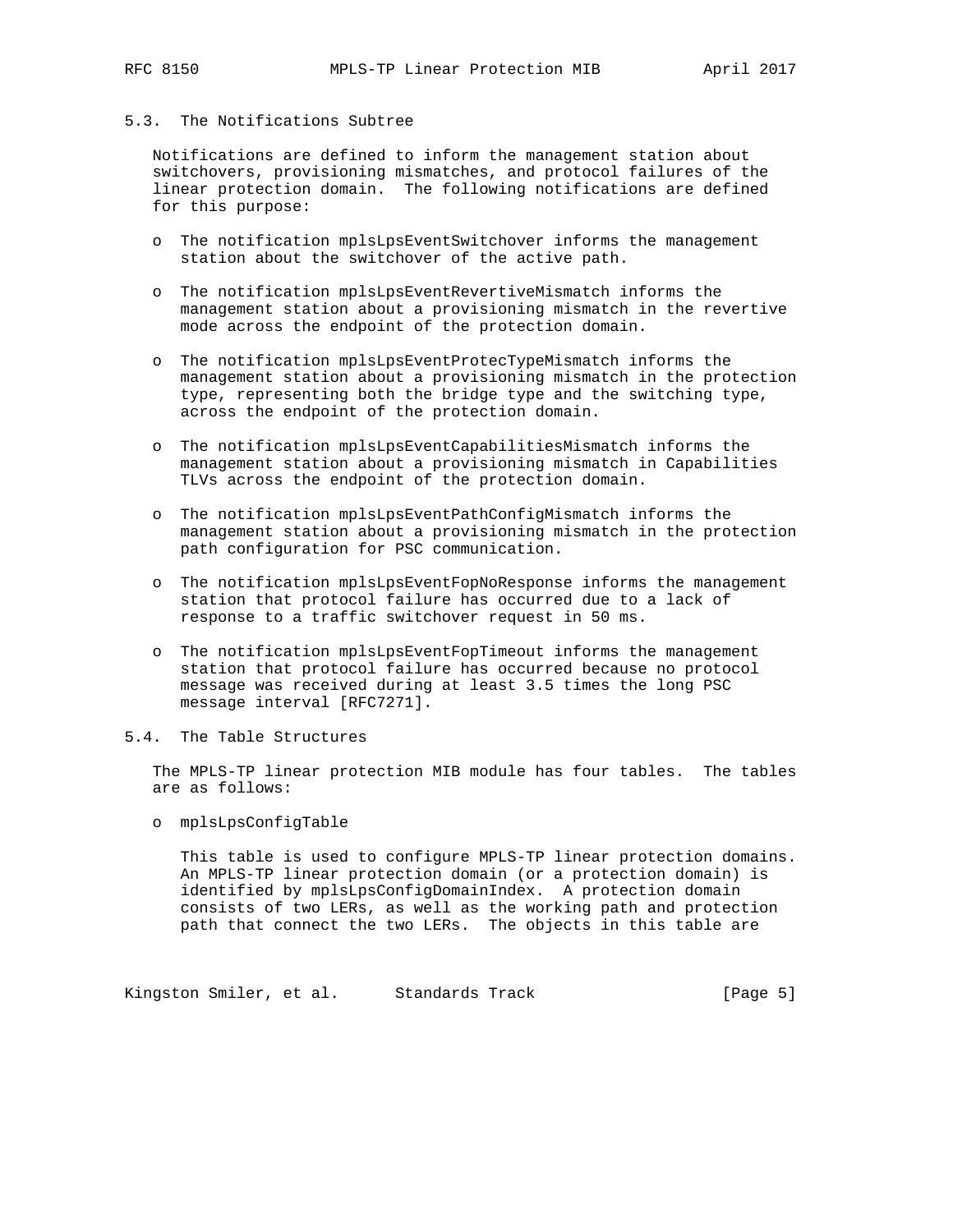### 5.3. The Notifications Subtree

Notifications are defined to inform the management station about switchovers, provisioning mismatches, and protocol failures of the linear protection domain. The following notifications are defined for this purpose:

- The notification mplsLpsEventSwitchover informs the management station about the switchover of the active path.
- The notification mplsLpsEventRevertiveMismatch informs the management station about a provisioning mismatch in the revertive mode across the endpoint of the protection domain.
- The notification mplsLpsEventProtecTypeMismatch informs the management station about a provisioning mismatch in the protection type, representing both the bridge type and the switching type, across the endpoint of the protection domain.
- The notification mplsLpsEventCapabilitiesMismatch informs the management station about a provisioning mismatch in Capabilities TLVs across the endpoint of the protection domain.
- The notification mplsLpsEventPathConfigMismatch informs the management station about a provisioning mismatch in the protection path configuration for PSC communication.
- The notification mplsLpsEventFopNoResponse informs the management station that protocol failure has occurred due to a lack of response to a traffic switchover request in 50 ms.
- The notification mplsLpsEventFopTimeout informs the management station that protocol failure has occurred because no protocol message was received during at least 3.5 times the long PSC message interval [RFC7271].

### 5.4. The Table Structures

The MPLS-TP linear protection MIB module has four tables. The tables are as follows:

- mplsLpsConfigTable

  This table is used to configure MPLS-TP linear protection domains. An MPLS-TP linear protection domain (or a protection domain) is identified by mplsLpsConfigDomainIndex. A protection domain consists of two LERs, as well as the working path and protection path that connect the two LERs. The objects in this table are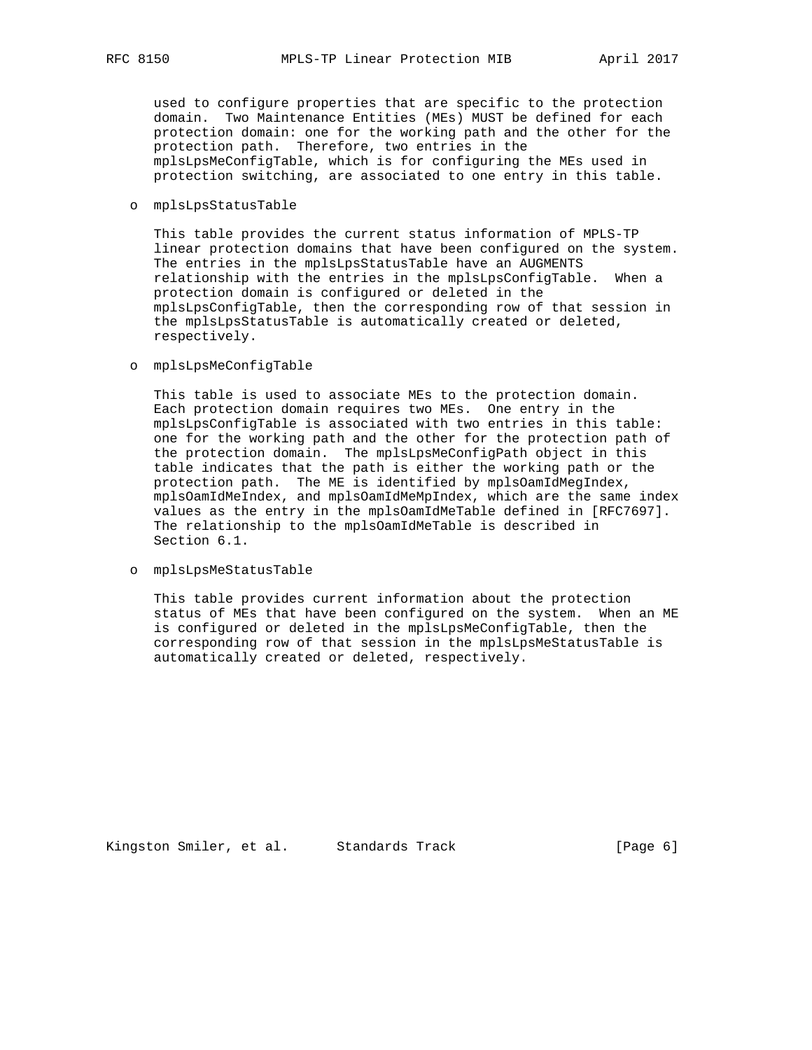used to configure properties that are specific to the protection domain. Two Maintenance Entities (MEs) MUST be defined for each protection domain: one for the working path and the other for the protection path. Therefore, two entries in the mplsLpsMeConfigTable, which is for configuring the MEs used in protection switching, are associated to one entry in this table.

- mplsLpsStatusTable

  This table provides the current status information of MPLS-TP linear protection domains that have been configured on the system. The entries in the mplsLpsStatusTable have an AUGMENTS relationship with the entries in the mplsLpsConfigTable. When a protection domain is configured or deleted in the mplsLpsConfigTable, then the corresponding row of that session in the mplsLpsStatusTable is automatically created or deleted, respectively.

- mplsLpsMeConfigTable

  This table is used to associate MEs to the protection domain. Each protection domain requires two MEs. One entry in the mplsLpsConfigTable is associated with two entries in this table: one for the working path and the other for the protection path of the protection domain. The mplsLpsMeConfigPath object in this table indicates that the path is either the working path or the protection path. The ME is identified by mplsOamIdMegIndex, mplsOamIdMeIndex, and mplsOamIdMeMpIndex, which are the same index values as the entry in the mplsOamIdMeTable defined in [RFC7697]. The relationship to the mplsOamIdMeTable is described in Section 6.1.

- mplsLpsMeStatusTable

  This table provides current information about the protection status of MEs that have been configured on the system. When an ME is configured or deleted in the mplsLpsMeConfigTable, then the corresponding row of that session in the mplsLpsMeStatusTable is automatically created or deleted, respectively.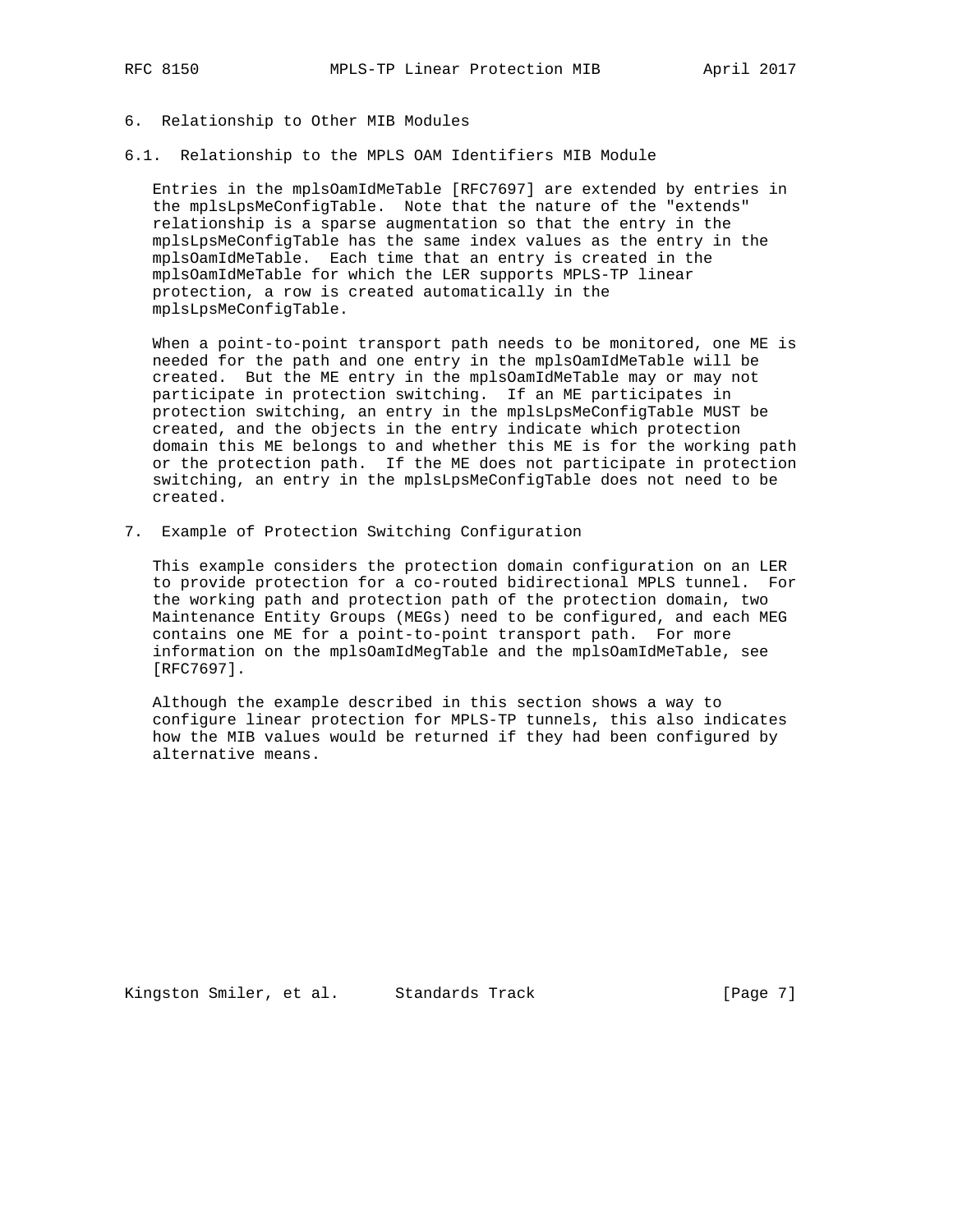## 6. Relationship to Other MIB Modules

### 6.1. Relationship to the MPLS OAM Identifiers MIB Module

Entries in the mplsOamIdMeTable [RFC7697] are extended by entries in the mplsLpsMeConfigTable. Note that the nature of the "extends" relationship is a sparse augmentation so that the entry in the mplsLpsMeConfigTable has the same index values as the entry in the mplsOamIdMeTable. Each time that an entry is created in the mplsOamIdMeTable for which the LER supports MPLS-TP linear protection, a row is created automatically in the mplsLpsMeConfigTable.

When a point-to-point transport path needs to be monitored, one ME is needed for the path and one entry in the mplsOamIdMeTable will be created. But the ME entry in the mplsOamIdMeTable may or may not participate in protection switching. If an ME participates in protection switching, an entry in the mplsLpsMeConfigTable MUST be created, and the objects in the entry indicate which protection domain this ME belongs to and whether this ME is for the working path or the protection path. If the ME does not participate in protection switching, an entry in the mplsLpsMeConfigTable does not need to be created.

## 7. Example of Protection Switching Configuration

This example considers the protection domain configuration on an LER to provide protection for a co-routed bidirectional MPLS tunnel. For the working path and protection path of the protection domain, two Maintenance Entity Groups (MEGs) need to be configured, and each MEG contains one ME for a point-to-point transport path. For more information on the mplsOamIdMegTable and the mplsOamIdMeTable, see [RFC7697].

Although the example described in this section shows a way to configure linear protection for MPLS-TP tunnels, this also indicates how the MIB values would be returned if they had been configured by alternative means.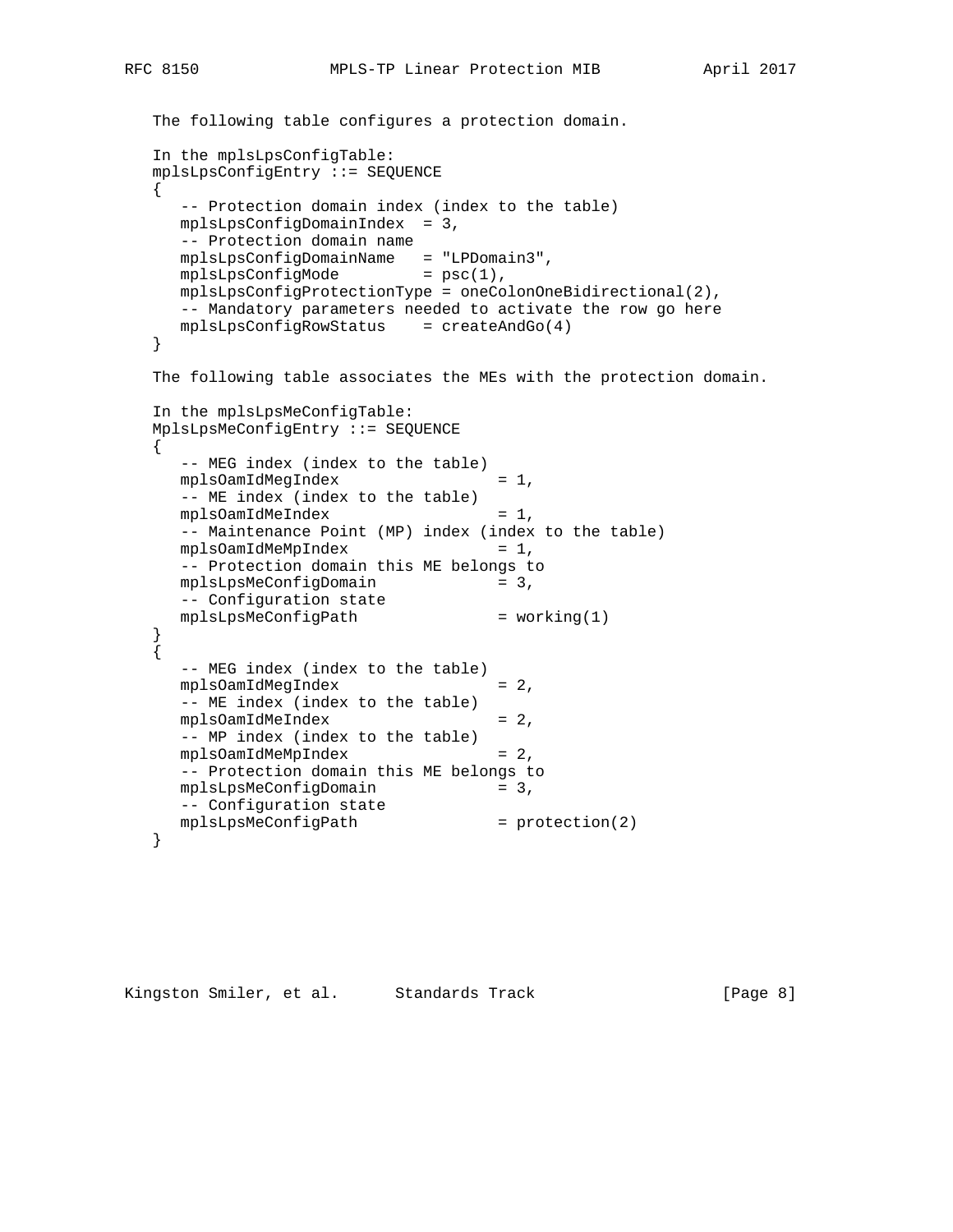The following table configures a protection domain.

```
In the mplsLpsConfigTable:
mplsLpsConfigEntry ::= SEQUENCE
{
   -- Protection domain index (index to the table)
   mplsLpsConfigDomainIndex  = 3,
   -- Protection domain name
   mplsLpsConfigDomainName   = "LPDomain3",
   mplsLpsConfigMode         = psc(1),
   mplsLpsConfigProtectionType = oneColonOneBidirectional(2),
   -- Mandatory parameters needed to activate the row go here
   mplsLpsConfigRowStatus    = createAndGo(4)
}
```

The following table associates the MEs with the protection domain.

```
In the mplsLpsMeConfigTable:
MplsLpsMeConfigEntry ::= SEQUENCE
{
   -- MEG index (index to the table)
   mplsOamIdMegIndex               = 1,
   -- ME index (index to the table)
   mplsOamIdMeIndex                = 1,
   -- Maintenance Point (MP) index (index to the table)
   mplsOamIdMeMpIndex              = 1,
   -- Protection domain this ME belongs to
   mplsLpsMeConfigDomain           = 3,
   -- Configuration state
   mplsLpsMeConfigPath             = working(1)
}
{
   -- MEG index (index to the table)
   mplsOamIdMegIndex               = 2,
   -- ME index (index to the table)
   mplsOamIdMeIndex                = 2,
   -- MP index (index to the table)
   mplsOamIdMeMpIndex              = 2,
   -- Protection domain this ME belongs to
   mplsLpsMeConfigDomain           = 3,
   -- Configuration state
   mplsLpsMeConfigPath             = protection(2)
}
```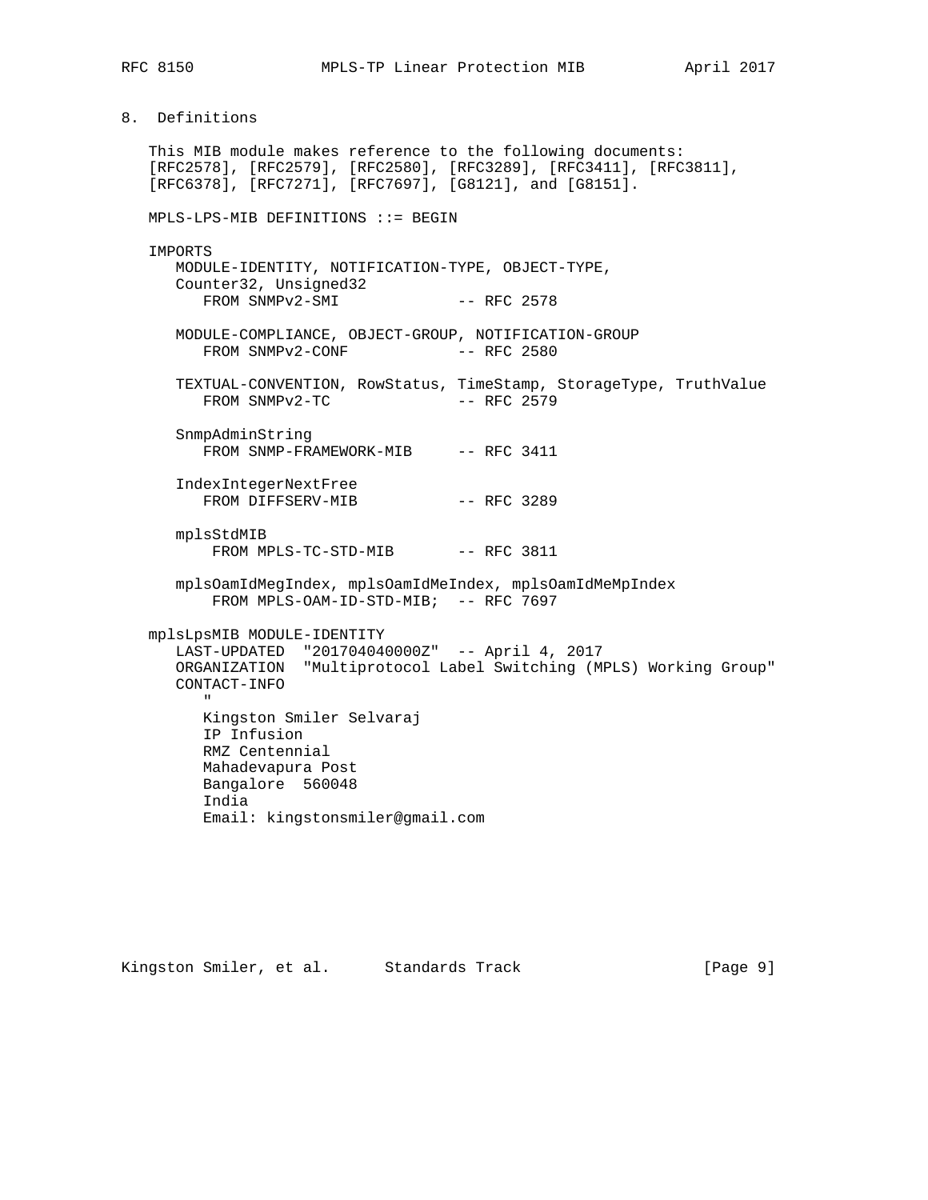## 8. Definitions

This MIB module makes reference to the following documents: [RFC2578], [RFC2579], [RFC2580], [RFC3289], [RFC3411], [RFC3811], [RFC6378], [RFC7271], [RFC7697], [G8121], and [G8151].

```
MPLS-LPS-MIB DEFINITIONS ::= BEGIN

IMPORTS
   MODULE-IDENTITY, NOTIFICATION-TYPE, OBJECT-TYPE,
   Counter32, Unsigned32
      FROM SNMPv2-SMI              -- RFC 2578

   MODULE-COMPLIANCE, OBJECT-GROUP, NOTIFICATION-GROUP
      FROM SNMPv2-CONF             -- RFC 2580

   TEXTUAL-CONVENTION, RowStatus, TimeStamp, StorageType, TruthValue
      FROM SNMPv2-TC               -- RFC 2579

   SnmpAdminString
      FROM SNMP-FRAMEWORK-MIB     -- RFC 3411

   IndexIntegerNextFree
      FROM DIFFSERV-MIB            -- RFC 3289

   mplsStdMIB
       FROM MPLS-TC-STD-MIB       -- RFC 3811

   mplsOamIdMegIndex, mplsOamIdMeIndex, mplsOamIdMeMpIndex
       FROM MPLS-OAM-ID-STD-MIB;  -- RFC 7697

mplsLpsMIB MODULE-IDENTITY
   LAST-UPDATED  "201704040000Z"  -- April 4, 2017
   ORGANIZATION  "Multiprotocol Label Switching (MPLS) Working Group"
   CONTACT-INFO
      "
      Kingston Smiler Selvaraj
      IP Infusion
      RMZ Centennial
      Mahadevapura Post
      Bangalore  560048
      India
      Email: kingstonsmiler@gmail.com
```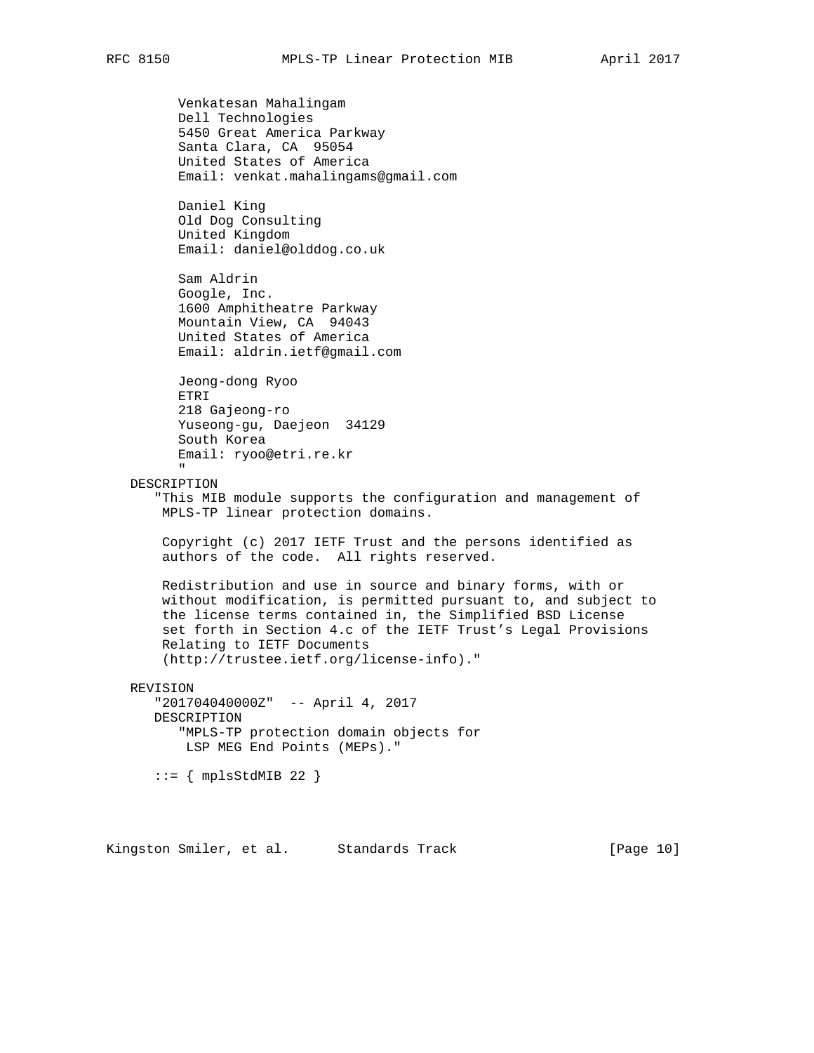```
         Venkatesan Mahalingam
         Dell Technologies
         5450 Great America Parkway
         Santa Clara, CA  95054
         United States of America
         Email: venkat.mahalingams@gmail.com

         Daniel King
         Old Dog Consulting
         United Kingdom
         Email: daniel@olddog.co.uk

         Sam Aldrin
         Google, Inc.
         1600 Amphitheatre Parkway
         Mountain View, CA  94043
         United States of America
         Email: aldrin.ietf@gmail.com

         Jeong-dong Ryoo
         ETRI
         218 Gajeong-ro
         Yuseong-gu, Daejeon  34129
         South Korea
         Email: ryoo@etri.re.kr
         "
   DESCRIPTION
      "This MIB module supports the configuration and management of
       MPLS-TP linear protection domains.

       Copyright (c) 2017 IETF Trust and the persons identified as
       authors of the code.  All rights reserved.

       Redistribution and use in source and binary forms, with or
       without modification, is permitted pursuant to, and subject to
       the license terms contained in, the Simplified BSD License
       set forth in Section 4.c of the IETF Trust's Legal Provisions
       Relating to IETF Documents
       (http://trustee.ietf.org/license-info)."

   REVISION
      "201704040000Z"  -- April 4, 2017
      DESCRIPTION
         "MPLS-TP protection domain objects for
          LSP MEG End Points (MEPs)."

      ::= { mplsStdMIB 22 }
```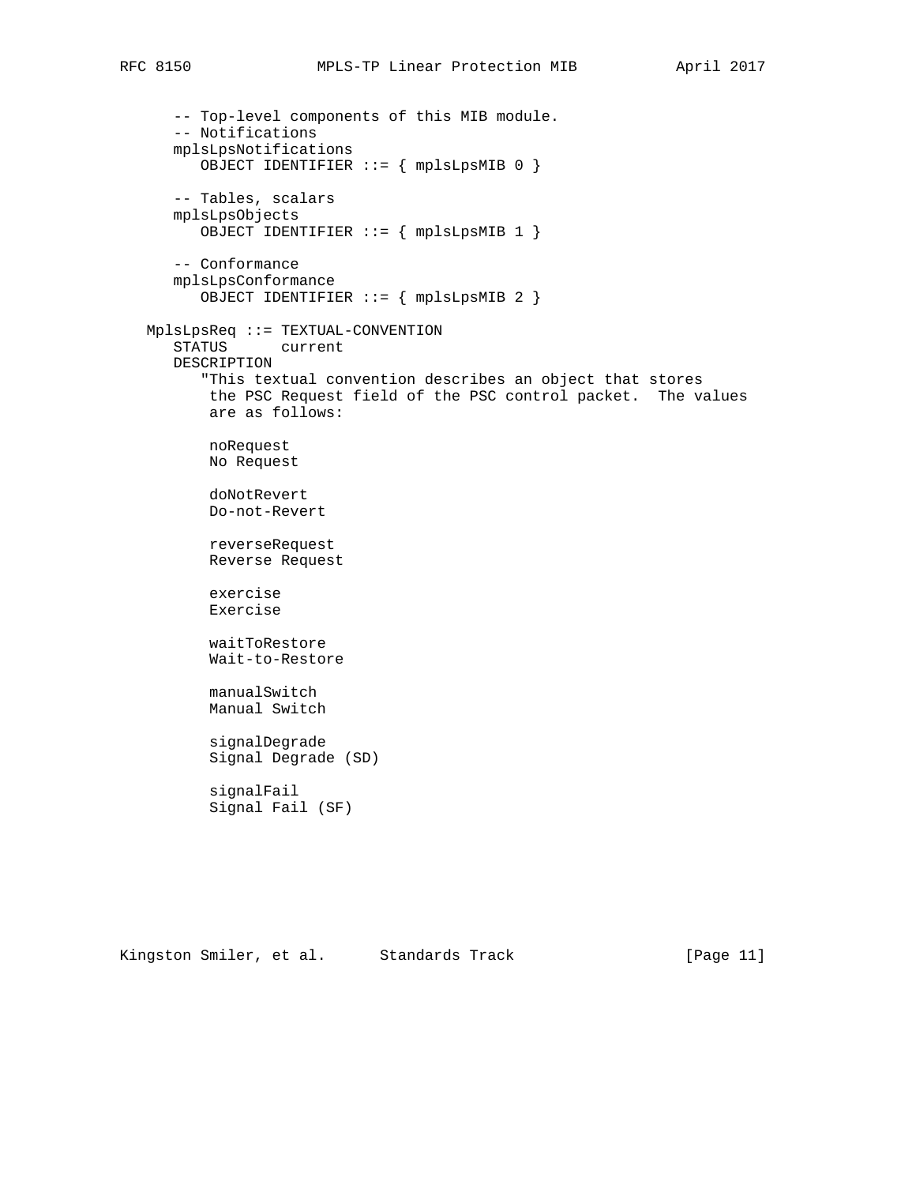```
   -- Top-level components of this MIB module.
   -- Notifications
   mplsLpsNotifications
      OBJECT IDENTIFIER ::= { mplsLpsMIB 0 }

   -- Tables, scalars
   mplsLpsObjects
      OBJECT IDENTIFIER ::= { mplsLpsMIB 1 }

   -- Conformance
   mplsLpsConformance
      OBJECT IDENTIFIER ::= { mplsLpsMIB 2 }

MplsLpsReq ::= TEXTUAL-CONVENTION
   STATUS      current
   DESCRIPTION
      "This textual convention describes an object that stores
       the PSC Request field of the PSC control packet.  The values
       are as follows:

       noRequest
       No Request

       doNotRevert
       Do-not-Revert

       reverseRequest
       Reverse Request

       exercise
       Exercise

       waitToRestore
       Wait-to-Restore

       manualSwitch
       Manual Switch

       signalDegrade
       Signal Degrade (SD)

       signalFail
       Signal Fail (SF)
```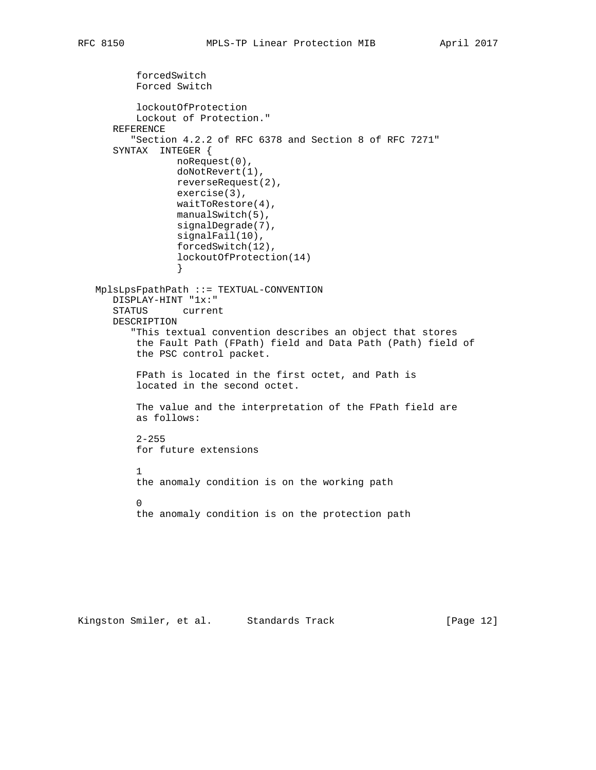```
          forcedSwitch
          Forced Switch

          lockoutOfProtection
          Lockout of Protection."
      REFERENCE
         "Section 4.2.2 of RFC 6378 and Section 8 of RFC 7271"
      SYNTAX  INTEGER {
                noRequest(0),
                doNotRevert(1),
                reverseRequest(2),
                exercise(3),
                waitToRestore(4),
                manualSwitch(5),
                signalDegrade(7),
                signalFail(10),
                forcedSwitch(12),
                lockoutOfProtection(14)
                }

   MplsLpsFpathPath ::= TEXTUAL-CONVENTION
      DISPLAY-HINT "1x:"
      STATUS      current
      DESCRIPTION
         "This textual convention describes an object that stores
          the Fault Path (FPath) field and Data Path (Path) field of
          the PSC control packet.

          FPath is located in the first octet, and Path is
          located in the second octet.

          The value and the interpretation of the FPath field are
          as follows:

          2-255
          for future extensions

          1
          the anomaly condition is on the working path

          0
          the anomaly condition is on the protection path
```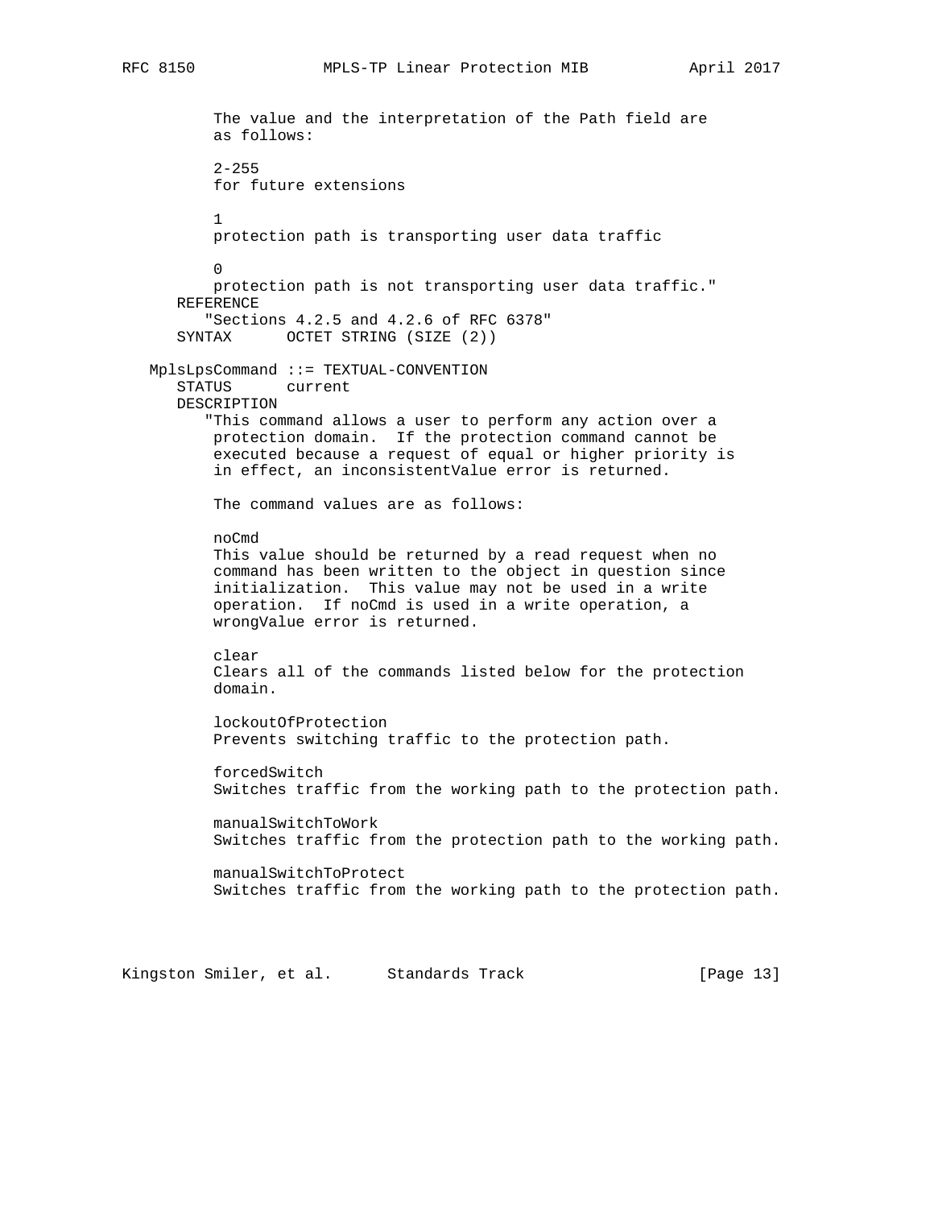```
          The value and the interpretation of the Path field are
          as follows:

          2-255
          for future extensions

          1
          protection path is transporting user data traffic

          0
          protection path is not transporting user data traffic."
      REFERENCE
         "Sections 4.2.5 and 4.2.6 of RFC 6378"
      SYNTAX      OCTET STRING (SIZE (2))

   MplsLpsCommand ::= TEXTUAL-CONVENTION
      STATUS      current
      DESCRIPTION
         "This command allows a user to perform any action over a
          protection domain.  If the protection command cannot be
          executed because a request of equal or higher priority is
          in effect, an inconsistentValue error is returned.

          The command values are as follows:

          noCmd
          This value should be returned by a read request when no
          command has been written to the object in question since
          initialization.  This value may not be used in a write
          operation.  If noCmd is used in a write operation, a
          wrongValue error is returned.

          clear
          Clears all of the commands listed below for the protection
          domain.

          lockoutOfProtection
          Prevents switching traffic to the protection path.

          forcedSwitch
          Switches traffic from the working path to the protection path.

          manualSwitchToWork
          Switches traffic from the protection path to the working path.

          manualSwitchToProtect
          Switches traffic from the working path to the protection path.
```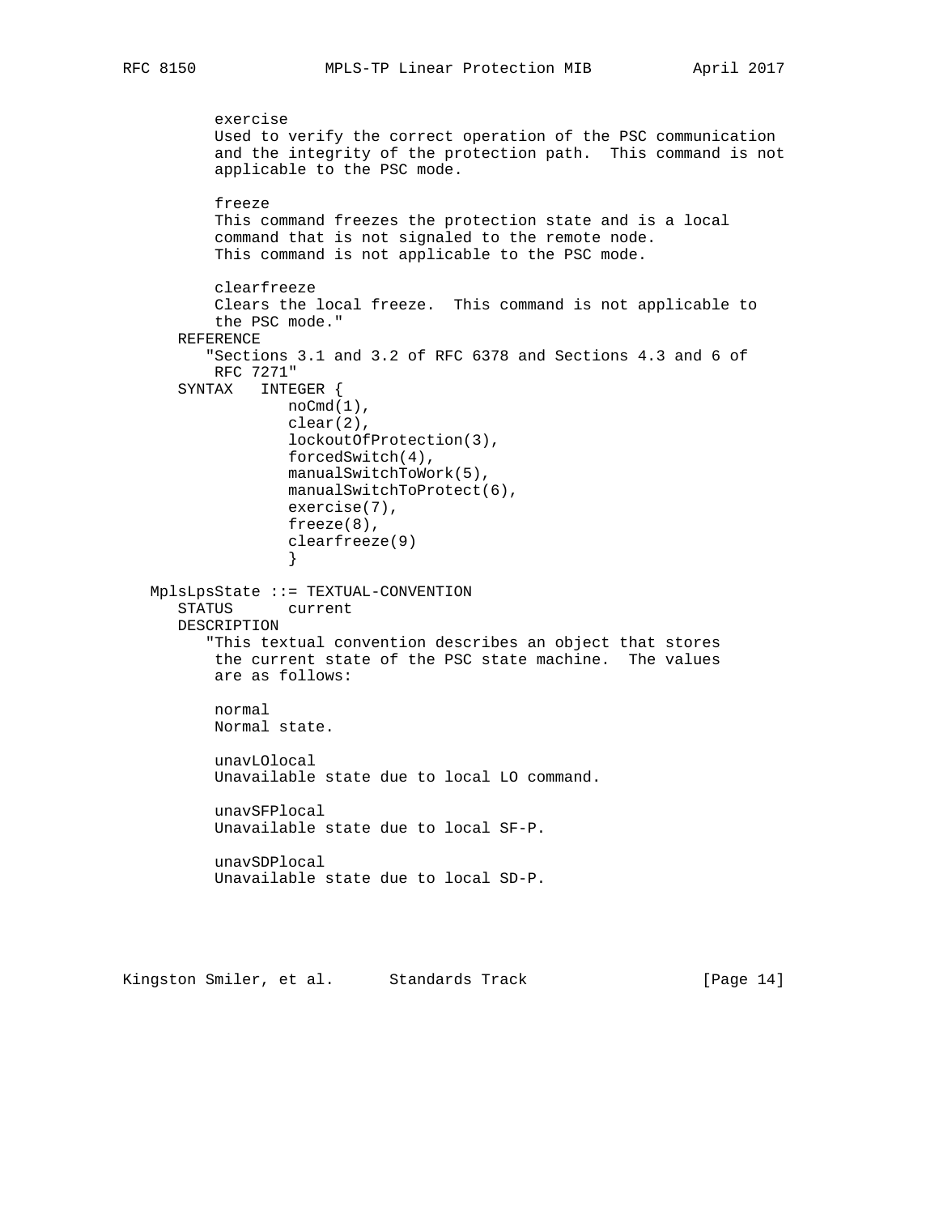```
          exercise
          Used to verify the correct operation of the PSC communication
          and the integrity of the protection path.  This command is not
          applicable to the PSC mode.

          freeze
          This command freezes the protection state and is a local
          command that is not signaled to the remote node.
          This command is not applicable to the PSC mode.

          clearfreeze
          Clears the local freeze.  This command is not applicable to
          the PSC mode."
      REFERENCE
         "Sections 3.1 and 3.2 of RFC 6378 and Sections 4.3 and 6 of
          RFC 7271"
      SYNTAX   INTEGER {
                  noCmd(1),
                  clear(2),
                  lockoutOfProtection(3),
                  forcedSwitch(4),
                  manualSwitchToWork(5),
                  manualSwitchToProtect(6),
                  exercise(7),
                  freeze(8),
                  clearfreeze(9)
                  }

   MplsLpsState ::= TEXTUAL-CONVENTION
      STATUS      current
      DESCRIPTION
         "This textual convention describes an object that stores
          the current state of the PSC state machine.  The values
          are as follows:

          normal
          Normal state.

          unavLOlocal
          Unavailable state due to local LO command.

          unavSFPlocal
          Unavailable state due to local SF-P.

          unavSDPlocal
          Unavailable state due to local SD-P.
```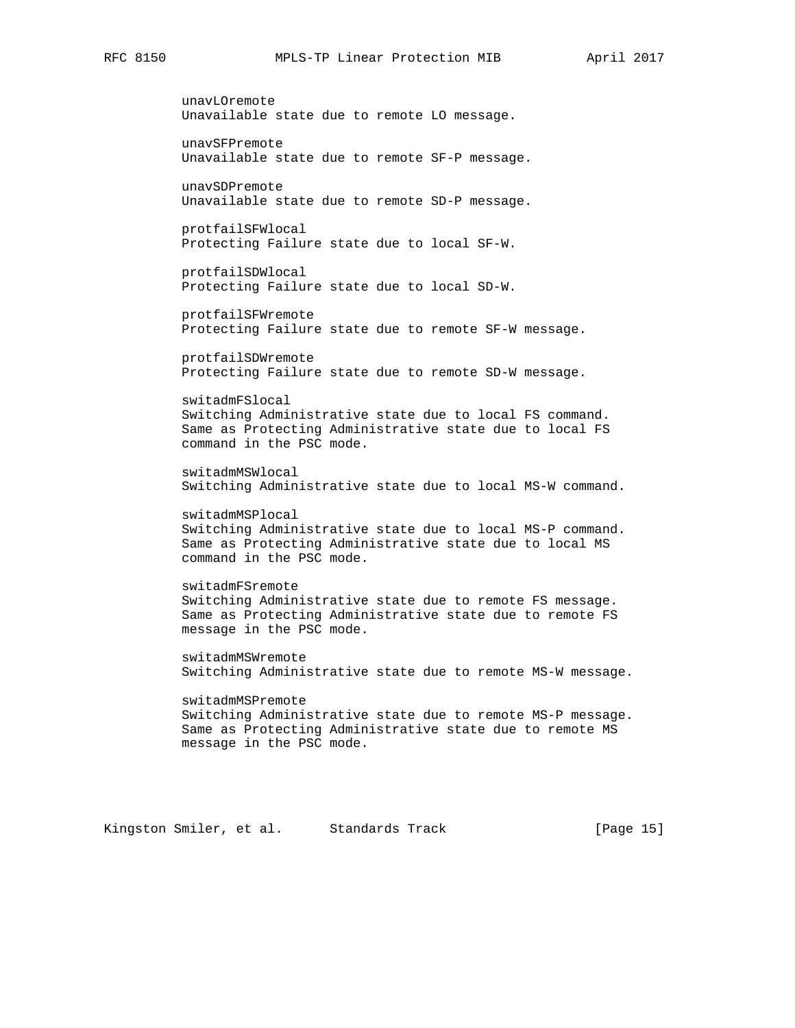unavLOremote
Unavailable state due to remote LO message.

unavSFPremote
Unavailable state due to remote SF-P message.

unavSDPremote
Unavailable state due to remote SD-P message.

protfailSFWlocal
Protecting Failure state due to local SF-W.

protfailSDWlocal
Protecting Failure state due to local SD-W.

protfailSFWremote
Protecting Failure state due to remote SF-W message.

protfailSDWremote
Protecting Failure state due to remote SD-W message.

switadmFSlocal
Switching Administrative state due to local FS command.
Same as Protecting Administrative state due to local FS
command in the PSC mode.

switadmMSWlocal
Switching Administrative state due to local MS-W command.

switadmMSPlocal
Switching Administrative state due to local MS-P command.
Same as Protecting Administrative state due to local MS
command in the PSC mode.

switadmFSremote
Switching Administrative state due to remote FS message.
Same as Protecting Administrative state due to remote FS
message in the PSC mode.

switadmMSWremote
Switching Administrative state due to remote MS-W message.

switadmMSPremote
Switching Administrative state due to remote MS-P message.
Same as Protecting Administrative state due to remote MS
message in the PSC mode.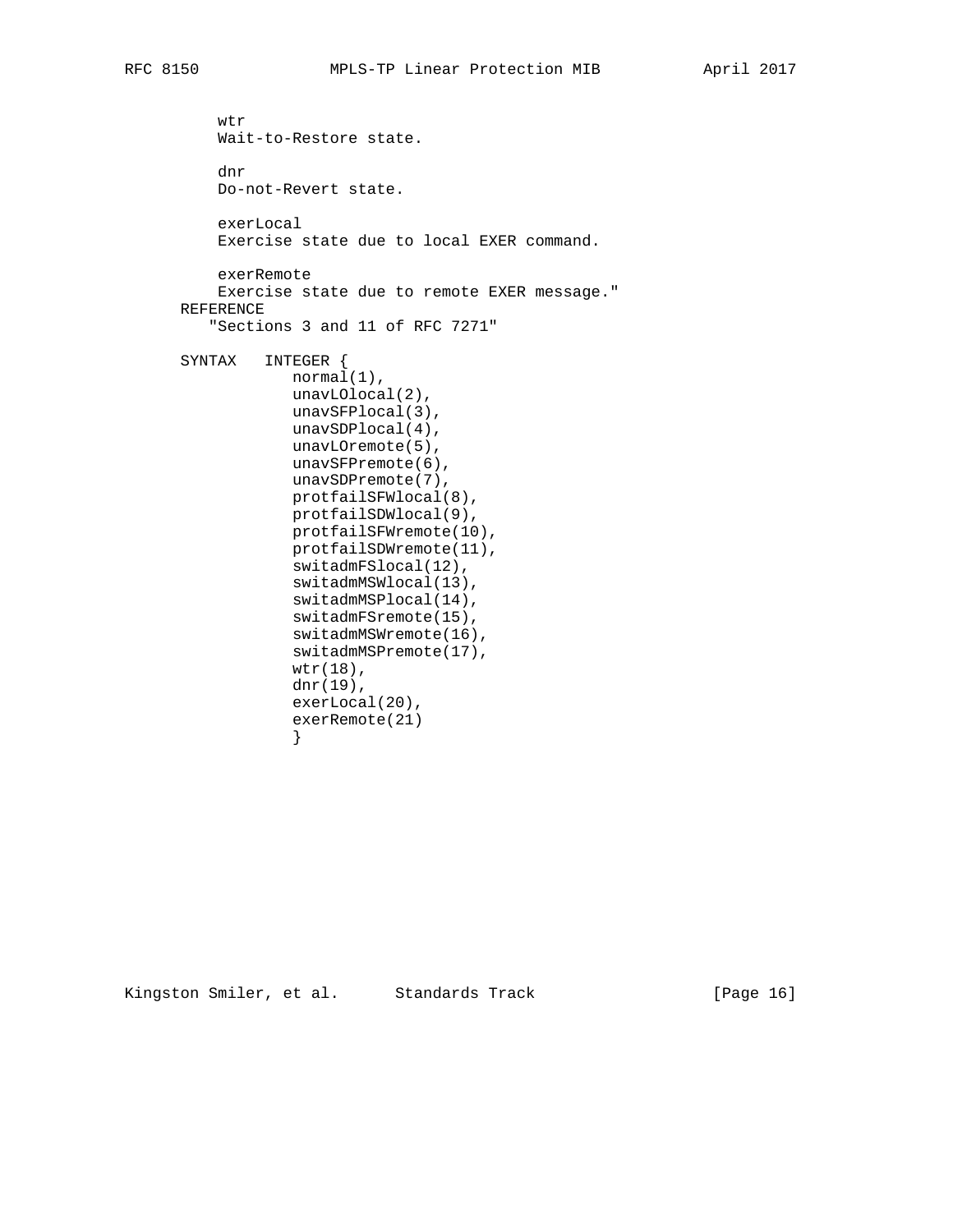```
          wtr
          Wait-to-Restore state.

          dnr
          Do-not-Revert state.

          exerLocal
          Exercise state due to local EXER command.

          exerRemote
          Exercise state due to remote EXER message."
      REFERENCE
         "Sections 3 and 11 of RFC 7271"

      SYNTAX   INTEGER {
                 normal(1),
                 unavLOlocal(2),
                 unavSFPlocal(3),
                 unavSDPlocal(4),
                 unavLOremote(5),
                 unavSFPremote(6),
                 unavSDPremote(7),
                 protfailSFWlocal(8),
                 protfailSDWlocal(9),
                 protfailSFWremote(10),
                 protfailSDWremote(11),
                 switadmFSlocal(12),
                 switadmMSWlocal(13),
                 switadmMSPlocal(14),
                 switadmFSremote(15),
                 switadmMSWremote(16),
                 switadmMSPremote(17),
                 wtr(18),
                 dnr(19),
                 exerLocal(20),
                 exerRemote(21)
                 }
```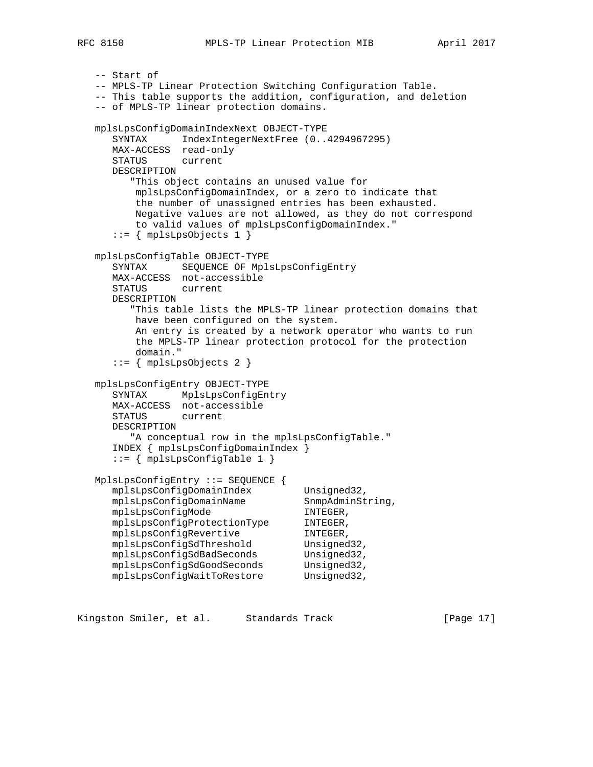```
   -- Start of
   -- MPLS-TP Linear Protection Switching Configuration Table.
   -- This table supports the addition, configuration, and deletion
   -- of MPLS-TP linear protection domains.

   mplsLpsConfigDomainIndexNext OBJECT-TYPE
      SYNTAX      IndexIntegerNextFree (0..4294967295)
      MAX-ACCESS  read-only
      STATUS      current
      DESCRIPTION
         "This object contains an unused value for
          mplsLpsConfigDomainIndex, or a zero to indicate that
          the number of unassigned entries has been exhausted.
          Negative values are not allowed, as they do not correspond
          to valid values of mplsLpsConfigDomainIndex."
      ::= { mplsLpsObjects 1 }

   mplsLpsConfigTable OBJECT-TYPE
      SYNTAX      SEQUENCE OF MplsLpsConfigEntry
      MAX-ACCESS  not-accessible
      STATUS      current
      DESCRIPTION
         "This table lists the MPLS-TP linear protection domains that
          have been configured on the system.
          An entry is created by a network operator who wants to run
          the MPLS-TP linear protection protocol for the protection
          domain."
      ::= { mplsLpsObjects 2 }

   mplsLpsConfigEntry OBJECT-TYPE
      SYNTAX      MplsLpsConfigEntry
      MAX-ACCESS  not-accessible
      STATUS      current
      DESCRIPTION
         "A conceptual row in the mplsLpsConfigTable."
      INDEX { mplsLpsConfigDomainIndex }
      ::= { mplsLpsConfigTable 1 }

   MplsLpsConfigEntry ::= SEQUENCE {
      mplsLpsConfigDomainIndex         Unsigned32,
      mplsLpsConfigDomainName          SnmpAdminString,
      mplsLpsConfigMode                INTEGER,
      mplsLpsConfigProtectionType      INTEGER,
      mplsLpsConfigRevertive           INTEGER,
      mplsLpsConfigSdThreshold         Unsigned32,
      mplsLpsConfigSdBadSeconds        Unsigned32,
      mplsLpsConfigSdGoodSeconds       Unsigned32,
      mplsLpsConfigWaitToRestore       Unsigned32,
```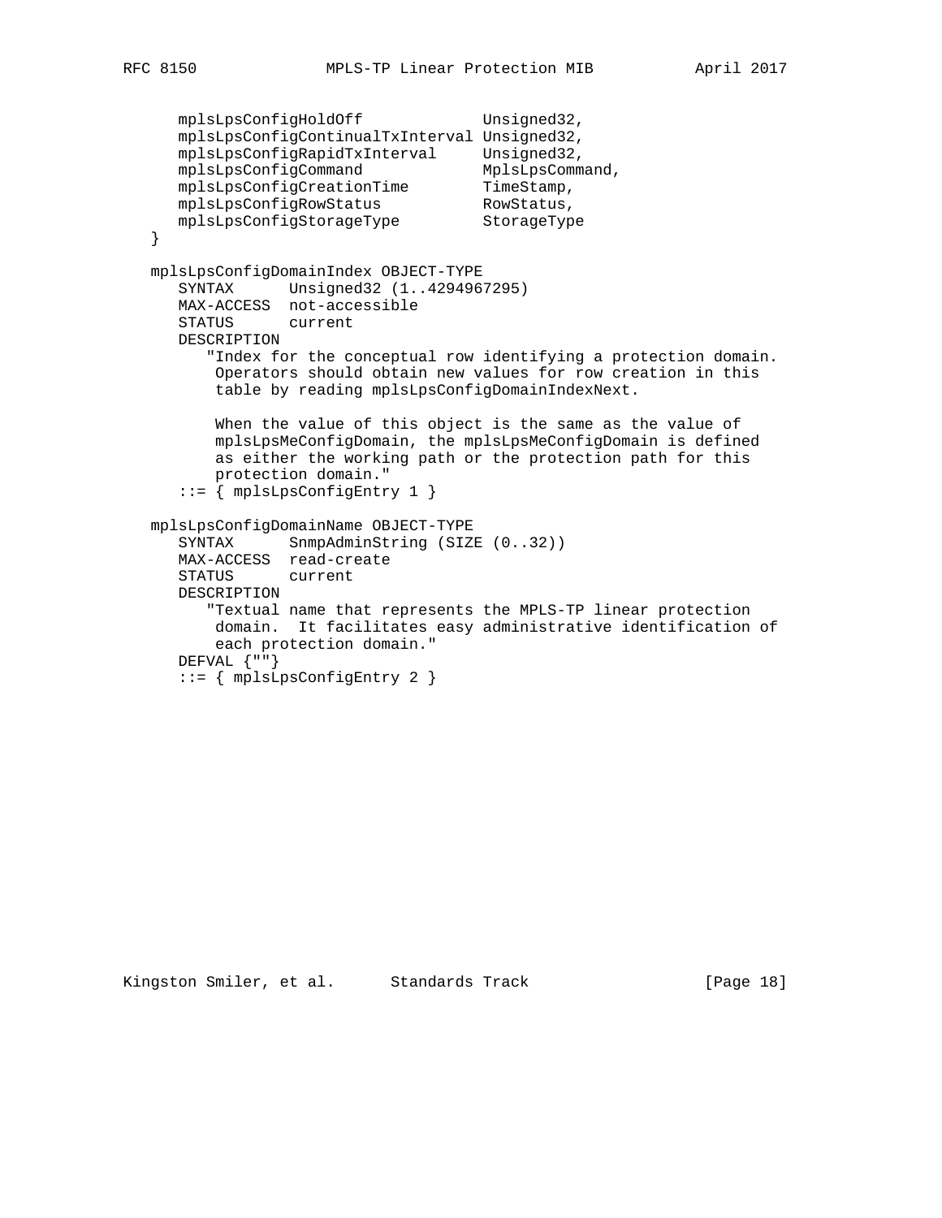```
      mplsLpsConfigHoldOff             Unsigned32,
      mplsLpsConfigContinualTxInterval Unsigned32,
      mplsLpsConfigRapidTxInterval     Unsigned32,
      mplsLpsConfigCommand             MplsLpsCommand,
      mplsLpsConfigCreationTime        TimeStamp,
      mplsLpsConfigRowStatus           RowStatus,
      mplsLpsConfigStorageType         StorageType
   }

   mplsLpsConfigDomainIndex OBJECT-TYPE
      SYNTAX      Unsigned32 (1..4294967295)
      MAX-ACCESS  not-accessible
      STATUS      current
      DESCRIPTION
         "Index for the conceptual row identifying a protection domain.
          Operators should obtain new values for row creation in this
          table by reading mplsLpsConfigDomainIndexNext.

          When the value of this object is the same as the value of
          mplsLpsMeConfigDomain, the mplsLpsMeConfigDomain is defined
          as either the working path or the protection path for this
          protection domain."
      ::= { mplsLpsConfigEntry 1 }

   mplsLpsConfigDomainName OBJECT-TYPE
      SYNTAX      SnmpAdminString (SIZE (0..32))
      MAX-ACCESS  read-create
      STATUS      current
      DESCRIPTION
         "Textual name that represents the MPLS-TP linear protection
          domain.  It facilitates easy administrative identification of
          each protection domain."
      DEFVAL {""}
      ::= { mplsLpsConfigEntry 2 }
```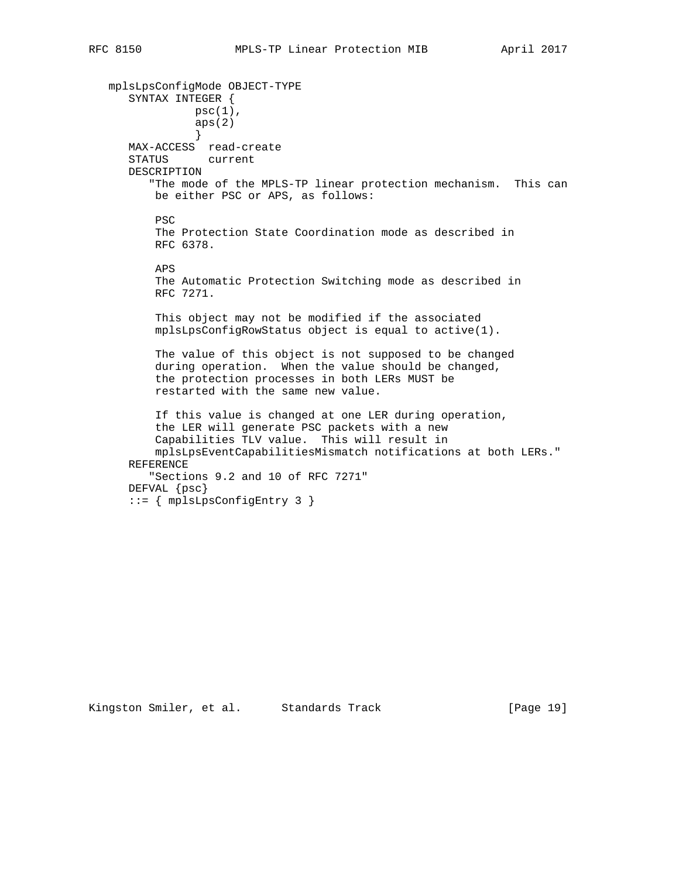```
   mplsLpsConfigMode OBJECT-TYPE
      SYNTAX INTEGER {
                psc(1),
                aps(2)
                }
      MAX-ACCESS  read-create
      STATUS      current
      DESCRIPTION
         "The mode of the MPLS-TP linear protection mechanism.  This can
          be either PSC or APS, as follows:

          PSC
          The Protection State Coordination mode as described in
          RFC 6378.

          APS
          The Automatic Protection Switching mode as described in
          RFC 7271.

          This object may not be modified if the associated
          mplsLpsConfigRowStatus object is equal to active(1).

          The value of this object is not supposed to be changed
          during operation.  When the value should be changed,
          the protection processes in both LERs MUST be
          restarted with the same new value.

          If this value is changed at one LER during operation,
          the LER will generate PSC packets with a new
          Capabilities TLV value.  This will result in
          mplsLpsEventCapabilitiesMismatch notifications at both LERs."
      REFERENCE
         "Sections 9.2 and 10 of RFC 7271"
      DEFVAL {psc}
      ::= { mplsLpsConfigEntry 3 }
```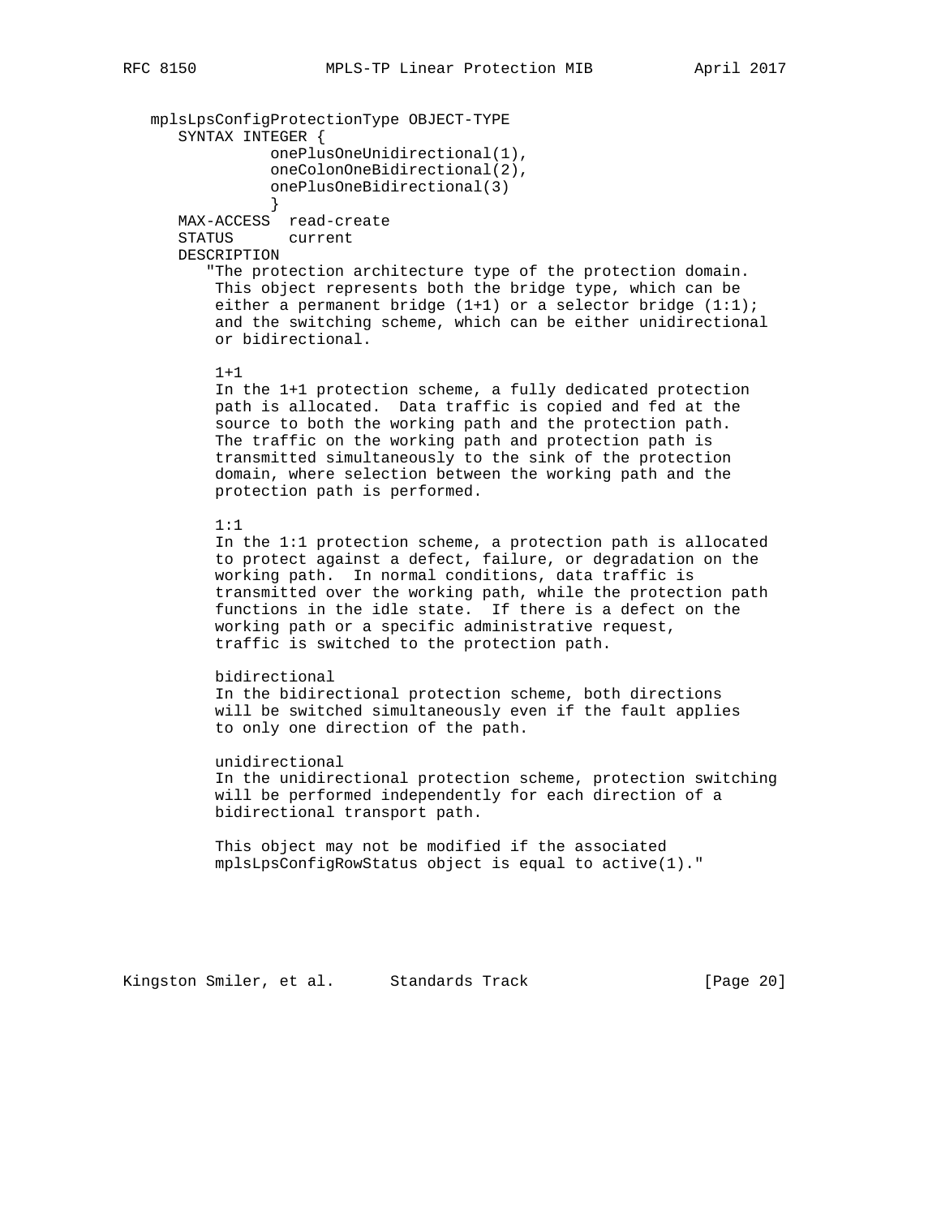```
   mplsLpsConfigProtectionType OBJECT-TYPE
      SYNTAX INTEGER {
                onePlusOneUnidirectional(1),
                oneColonOneBidirectional(2),
                onePlusOneBidirectional(3)
                }
      MAX-ACCESS  read-create
      STATUS      current
      DESCRIPTION
         "The protection architecture type of the protection domain.
          This object represents both the bridge type, which can be
          either a permanent bridge (1+1) or a selector bridge (1:1);
          and the switching scheme, which can be either unidirectional
          or bidirectional.

          1+1
          In the 1+1 protection scheme, a fully dedicated protection
          path is allocated.  Data traffic is copied and fed at the
          source to both the working path and the protection path.
          The traffic on the working path and protection path is
          transmitted simultaneously to the sink of the protection
          domain, where selection between the working path and the
          protection path is performed.

          1:1
          In the 1:1 protection scheme, a protection path is allocated
          to protect against a defect, failure, or degradation on the
          working path.  In normal conditions, data traffic is
          transmitted over the working path, while the protection path
          functions in the idle state.  If there is a defect on the
          working path or a specific administrative request,
          traffic is switched to the protection path.

          bidirectional
          In the bidirectional protection scheme, both directions
          will be switched simultaneously even if the fault applies
          to only one direction of the path.

          unidirectional
          In the unidirectional protection scheme, protection switching
          will be performed independently for each direction of a
          bidirectional transport path.

          This object may not be modified if the associated
          mplsLpsConfigRowStatus object is equal to active(1)."
```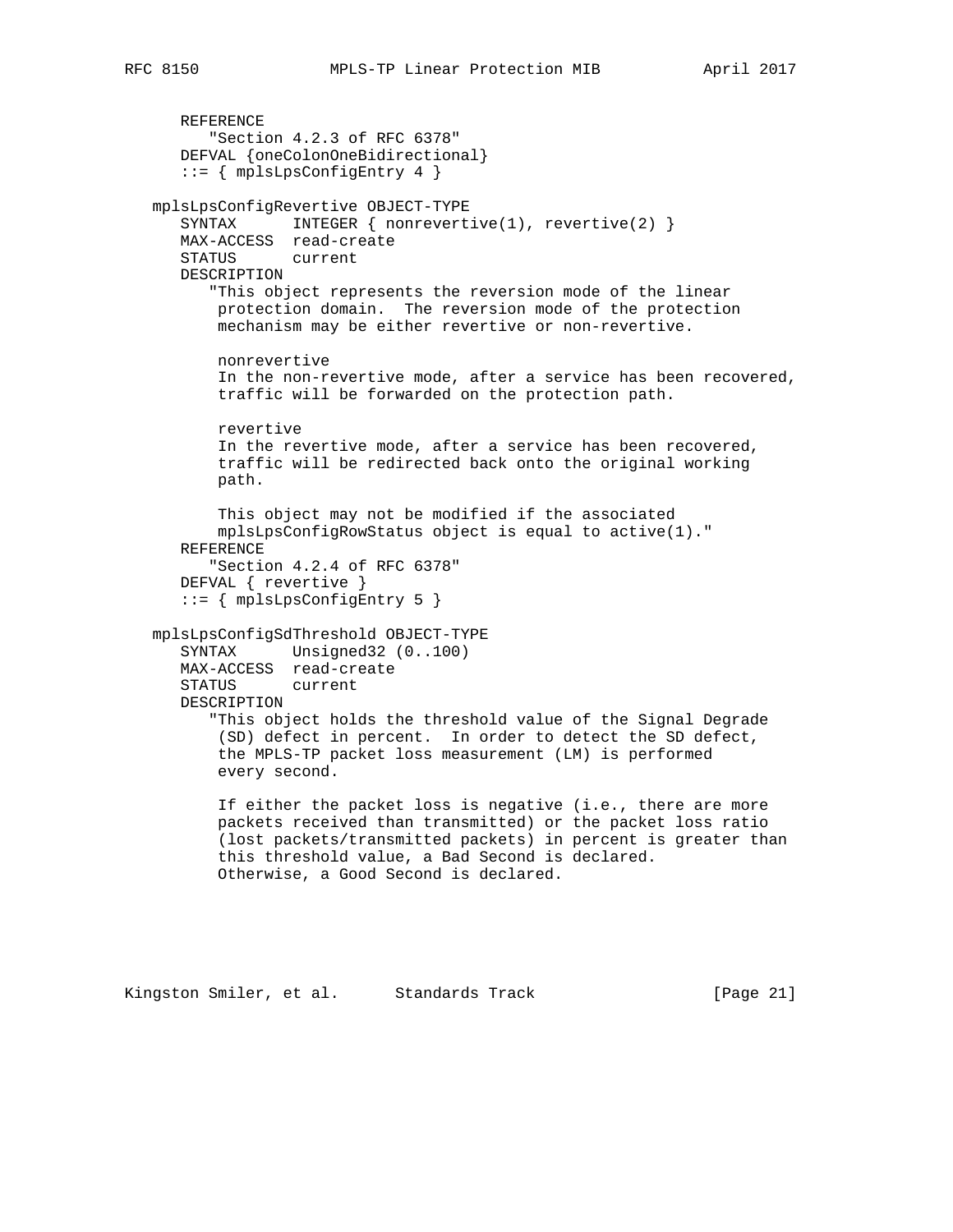```
      REFERENCE
         "Section 4.2.3 of RFC 6378"
      DEFVAL {oneColonOneBidirectional}
      ::= { mplsLpsConfigEntry 4 }

   mplsLpsConfigRevertive OBJECT-TYPE
      SYNTAX      INTEGER { nonrevertive(1), revertive(2) }
      MAX-ACCESS  read-create
      STATUS      current
      DESCRIPTION
         "This object represents the reversion mode of the linear
          protection domain.  The reversion mode of the protection
          mechanism may be either revertive or non-revertive.

          nonrevertive
          In the non-revertive mode, after a service has been recovered,
          traffic will be forwarded on the protection path.

          revertive
          In the revertive mode, after a service has been recovered,
          traffic will be redirected back onto the original working
          path.

          This object may not be modified if the associated
          mplsLpsConfigRowStatus object is equal to active(1)."
      REFERENCE
         "Section 4.2.4 of RFC 6378"
      DEFVAL { revertive }
      ::= { mplsLpsConfigEntry 5 }

   mplsLpsConfigSdThreshold OBJECT-TYPE
      SYNTAX      Unsigned32 (0..100)
      MAX-ACCESS  read-create
      STATUS      current
      DESCRIPTION
         "This object holds the threshold value of the Signal Degrade
          (SD) defect in percent.  In order to detect the SD defect,
          the MPLS-TP packet loss measurement (LM) is performed
          every second.

          If either the packet loss is negative (i.e., there are more
          packets received than transmitted) or the packet loss ratio
          (lost packets/transmitted packets) in percent is greater than
          this threshold value, a Bad Second is declared.
          Otherwise, a Good Second is declared.
```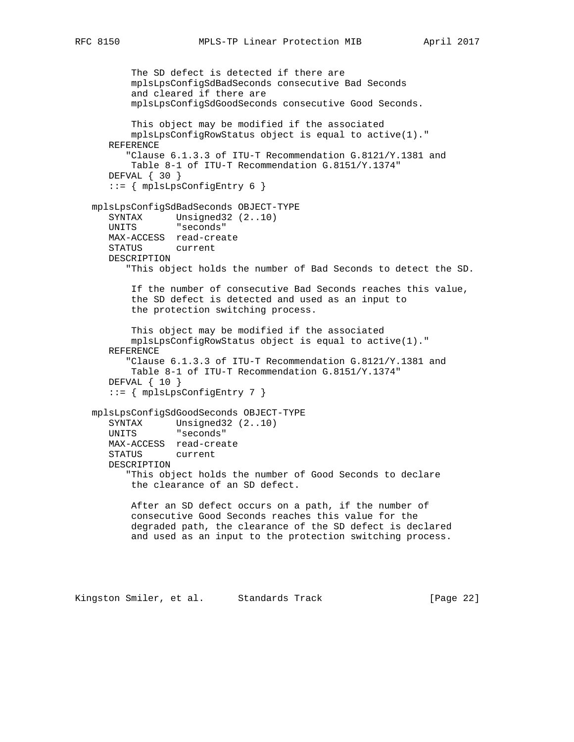```
          The SD defect is detected if there are
          mplsLpsConfigSdBadSeconds consecutive Bad Seconds
          and cleared if there are
          mplsLpsConfigSdGoodSeconds consecutive Good Seconds.

          This object may be modified if the associated
          mplsLpsConfigRowStatus object is equal to active(1)."
      REFERENCE
         "Clause 6.1.3.3 of ITU-T Recommendation G.8121/Y.1381 and
          Table 8-1 of ITU-T Recommendation G.8151/Y.1374"
      DEFVAL { 30 }
      ::= { mplsLpsConfigEntry 6 }

   mplsLpsConfigSdBadSeconds OBJECT-TYPE
      SYNTAX      Unsigned32 (2..10)
      UNITS       "seconds"
      MAX-ACCESS  read-create
      STATUS      current
      DESCRIPTION
         "This object holds the number of Bad Seconds to detect the SD.

          If the number of consecutive Bad Seconds reaches this value,
          the SD defect is detected and used as an input to
          the protection switching process.

          This object may be modified if the associated
          mplsLpsConfigRowStatus object is equal to active(1)."
      REFERENCE
         "Clause 6.1.3.3 of ITU-T Recommendation G.8121/Y.1381 and
          Table 8-1 of ITU-T Recommendation G.8151/Y.1374"
      DEFVAL { 10 }
      ::= { mplsLpsConfigEntry 7 }

   mplsLpsConfigSdGoodSeconds OBJECT-TYPE
      SYNTAX      Unsigned32 (2..10)
      UNITS       "seconds"
      MAX-ACCESS  read-create
      STATUS      current
      DESCRIPTION
         "This object holds the number of Good Seconds to declare
          the clearance of an SD defect.

          After an SD defect occurs on a path, if the number of
          consecutive Good Seconds reaches this value for the
          degraded path, the clearance of the SD defect is declared
          and used as an input to the protection switching process.
```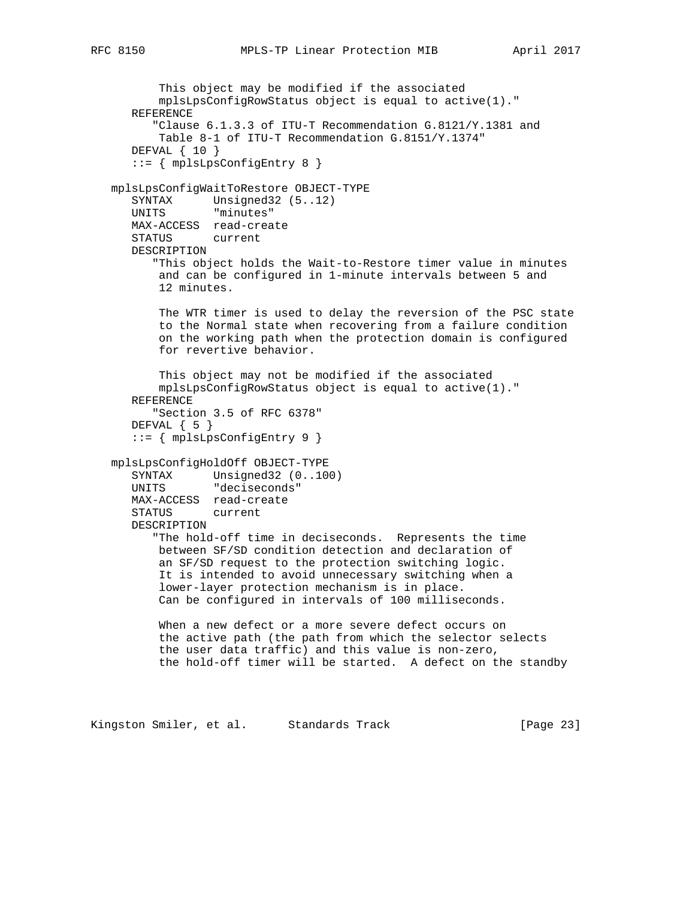```
          This object may be modified if the associated
          mplsLpsConfigRowStatus object is equal to active(1)."
      REFERENCE
         "Clause 6.1.3.3 of ITU-T Recommendation G.8121/Y.1381 and
          Table 8-1 of ITU-T Recommendation G.8151/Y.1374"
      DEFVAL { 10 }
      ::= { mplsLpsConfigEntry 8 }

   mplsLpsConfigWaitToRestore OBJECT-TYPE
      SYNTAX      Unsigned32 (5..12)
      UNITS       "minutes"
      MAX-ACCESS  read-create
      STATUS      current
      DESCRIPTION
         "This object holds the Wait-to-Restore timer value in minutes
          and can be configured in 1-minute intervals between 5 and
          12 minutes.

          The WTR timer is used to delay the reversion of the PSC state
          to the Normal state when recovering from a failure condition
          on the working path when the protection domain is configured
          for revertive behavior.

          This object may not be modified if the associated
          mplsLpsConfigRowStatus object is equal to active(1)."
      REFERENCE
         "Section 3.5 of RFC 6378"
      DEFVAL { 5 }
      ::= { mplsLpsConfigEntry 9 }

   mplsLpsConfigHoldOff OBJECT-TYPE
      SYNTAX      Unsigned32 (0..100)
      UNITS       "deciseconds"
      MAX-ACCESS  read-create
      STATUS      current
      DESCRIPTION
         "The hold-off time in deciseconds.  Represents the time
          between SF/SD condition detection and declaration of
          an SF/SD request to the protection switching logic.
          It is intended to avoid unnecessary switching when a
          lower-layer protection mechanism is in place.
          Can be configured in intervals of 100 milliseconds.

          When a new defect or a more severe defect occurs on
          the active path (the path from which the selector selects
          the user data traffic) and this value is non-zero,
          the hold-off timer will be started.  A defect on the standby
```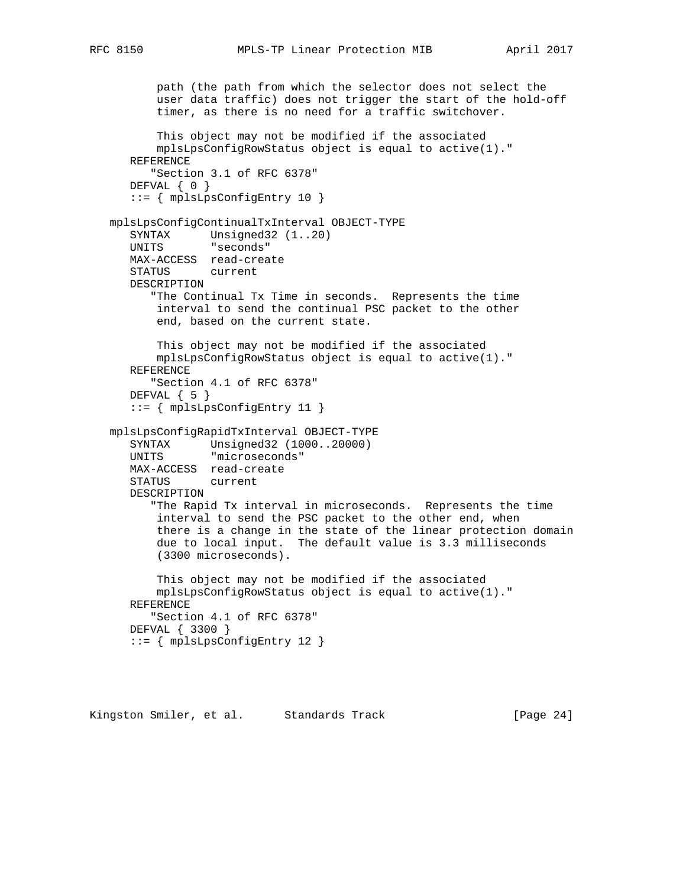```
          path (the path from which the selector does not select the
          user data traffic) does not trigger the start of the hold-off
          timer, as there is no need for a traffic switchover.

          This object may not be modified if the associated
          mplsLpsConfigRowStatus object is equal to active(1)."
      REFERENCE
         "Section 3.1 of RFC 6378"
      DEFVAL { 0 }
      ::= { mplsLpsConfigEntry 10 }

   mplsLpsConfigContinualTxInterval OBJECT-TYPE
      SYNTAX      Unsigned32 (1..20)
      UNITS       "seconds"
      MAX-ACCESS  read-create
      STATUS      current
      DESCRIPTION
         "The Continual Tx Time in seconds.  Represents the time
          interval to send the continual PSC packet to the other
          end, based on the current state.

          This object may not be modified if the associated
          mplsLpsConfigRowStatus object is equal to active(1)."
      REFERENCE
         "Section 4.1 of RFC 6378"
      DEFVAL { 5 }
      ::= { mplsLpsConfigEntry 11 }

   mplsLpsConfigRapidTxInterval OBJECT-TYPE
      SYNTAX      Unsigned32 (1000..20000)
      UNITS       "microseconds"
      MAX-ACCESS  read-create
      STATUS      current
      DESCRIPTION
         "The Rapid Tx interval in microseconds.  Represents the time
          interval to send the PSC packet to the other end, when
          there is a change in the state of the linear protection domain
          due to local input.  The default value is 3.3 milliseconds
          (3300 microseconds).

          This object may not be modified if the associated
          mplsLpsConfigRowStatus object is equal to active(1)."
      REFERENCE
         "Section 4.1 of RFC 6378"
      DEFVAL { 3300 }
      ::= { mplsLpsConfigEntry 12 }
```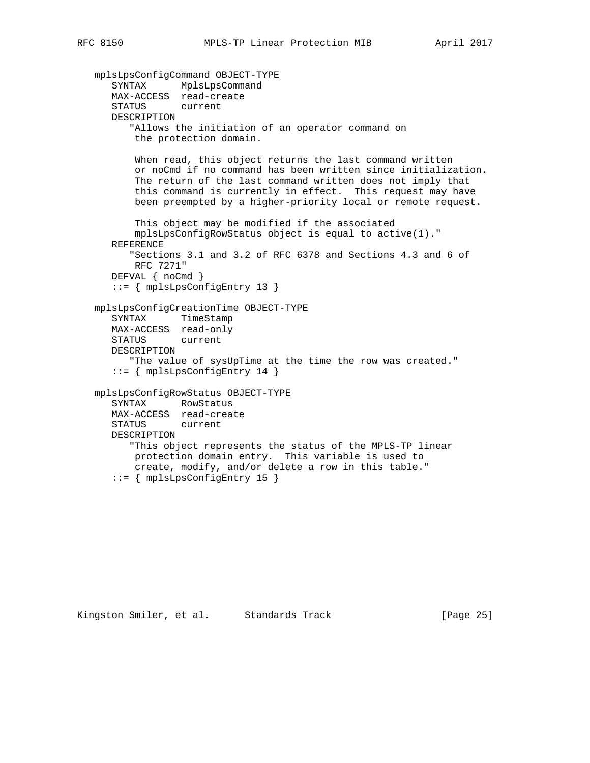```
   mplsLpsConfigCommand OBJECT-TYPE
      SYNTAX      MplsLpsCommand
      MAX-ACCESS  read-create
      STATUS      current
      DESCRIPTION
         "Allows the initiation of an operator command on
          the protection domain.

          When read, this object returns the last command written
          or noCmd if no command has been written since initialization.
          The return of the last command written does not imply that
          this command is currently in effect.  This request may have
          been preempted by a higher-priority local or remote request.

          This object may be modified if the associated
          mplsLpsConfigRowStatus object is equal to active(1)."
      REFERENCE
         "Sections 3.1 and 3.2 of RFC 6378 and Sections 4.3 and 6 of
          RFC 7271"
      DEFVAL { noCmd }
      ::= { mplsLpsConfigEntry 13 }

   mplsLpsConfigCreationTime OBJECT-TYPE
      SYNTAX      TimeStamp
      MAX-ACCESS  read-only
      STATUS      current
      DESCRIPTION
         "The value of sysUpTime at the time the row was created."
      ::= { mplsLpsConfigEntry 14 }

   mplsLpsConfigRowStatus OBJECT-TYPE
      SYNTAX      RowStatus
      MAX-ACCESS  read-create
      STATUS      current
      DESCRIPTION
         "This object represents the status of the MPLS-TP linear
          protection domain entry.  This variable is used to
          create, modify, and/or delete a row in this table."
      ::= { mplsLpsConfigEntry 15 }
```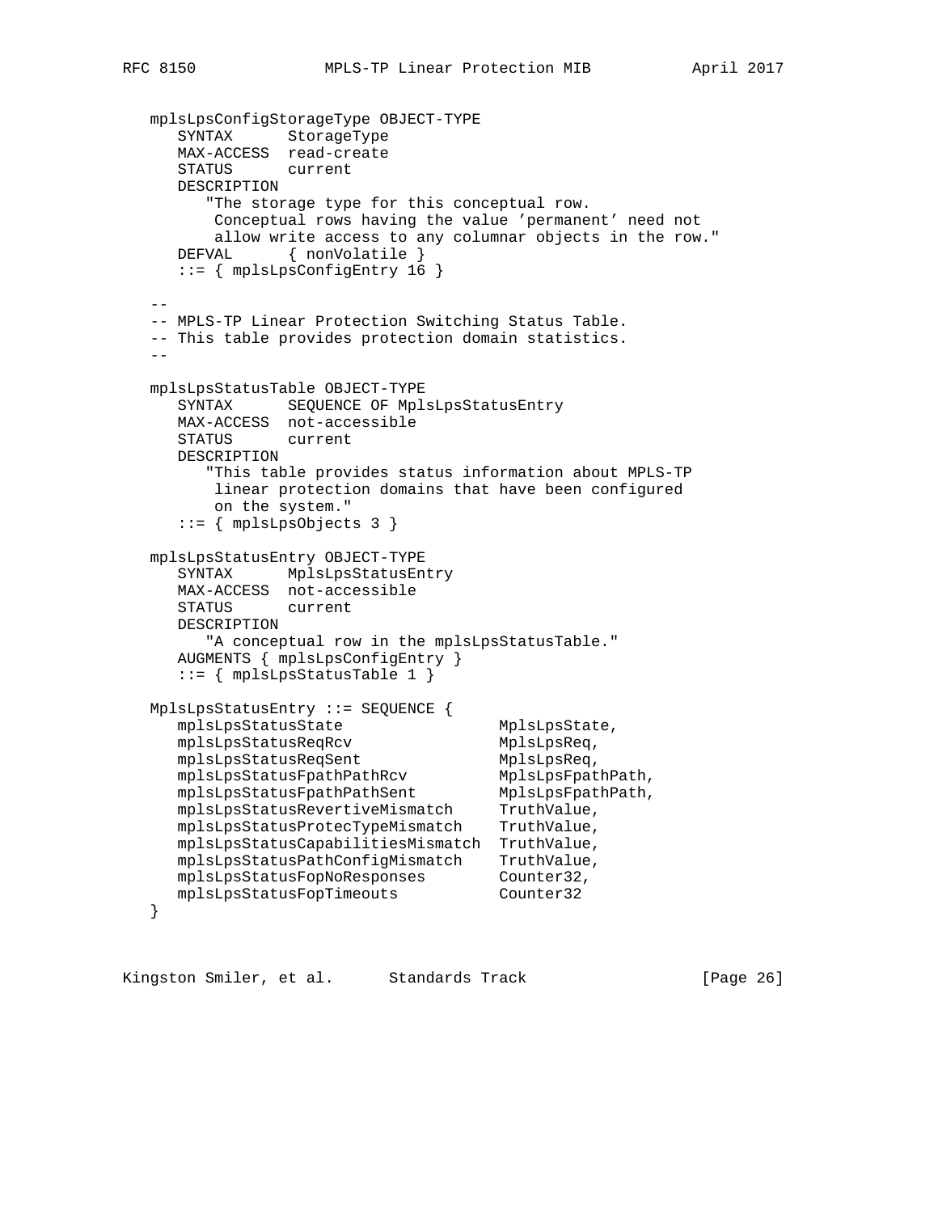```
   mplsLpsConfigStorageType OBJECT-TYPE
      SYNTAX      StorageType
      MAX-ACCESS  read-create
      STATUS      current
      DESCRIPTION
         "The storage type for this conceptual row.
          Conceptual rows having the value 'permanent' need not
          allow write access to any columnar objects in the row."
      DEFVAL      { nonVolatile }
      ::= { mplsLpsConfigEntry 16 }

   --
   -- MPLS-TP Linear Protection Switching Status Table.
   -- This table provides protection domain statistics.
   --

   mplsLpsStatusTable OBJECT-TYPE
      SYNTAX      SEQUENCE OF MplsLpsStatusEntry
      MAX-ACCESS  not-accessible
      STATUS      current
      DESCRIPTION
         "This table provides status information about MPLS-TP
          linear protection domains that have been configured
          on the system."
      ::= { mplsLpsObjects 3 }

   mplsLpsStatusEntry OBJECT-TYPE
      SYNTAX      MplsLpsStatusEntry
      MAX-ACCESS  not-accessible
      STATUS      current
      DESCRIPTION
         "A conceptual row in the mplsLpsStatusTable."
      AUGMENTS { mplsLpsConfigEntry }
      ::= { mplsLpsStatusTable 1 }

   MplsLpsStatusEntry ::= SEQUENCE {
      mplsLpsStatusState                 MplsLpsState,
      mplsLpsStatusReqRcv                MplsLpsReq,
      mplsLpsStatusReqSent               MplsLpsReq,
      mplsLpsStatusFpathPathRcv          MplsLpsFpathPath,
      mplsLpsStatusFpathPathSent         MplsLpsFpathPath,
      mplsLpsStatusRevertiveMismatch     TruthValue,
      mplsLpsStatusProtecTypeMismatch    TruthValue,
      mplsLpsStatusCapabilitiesMismatch  TruthValue,
      mplsLpsStatusPathConfigMismatch    TruthValue,
      mplsLpsStatusFopNoResponses        Counter32,
      mplsLpsStatusFopTimeouts           Counter32
   }
```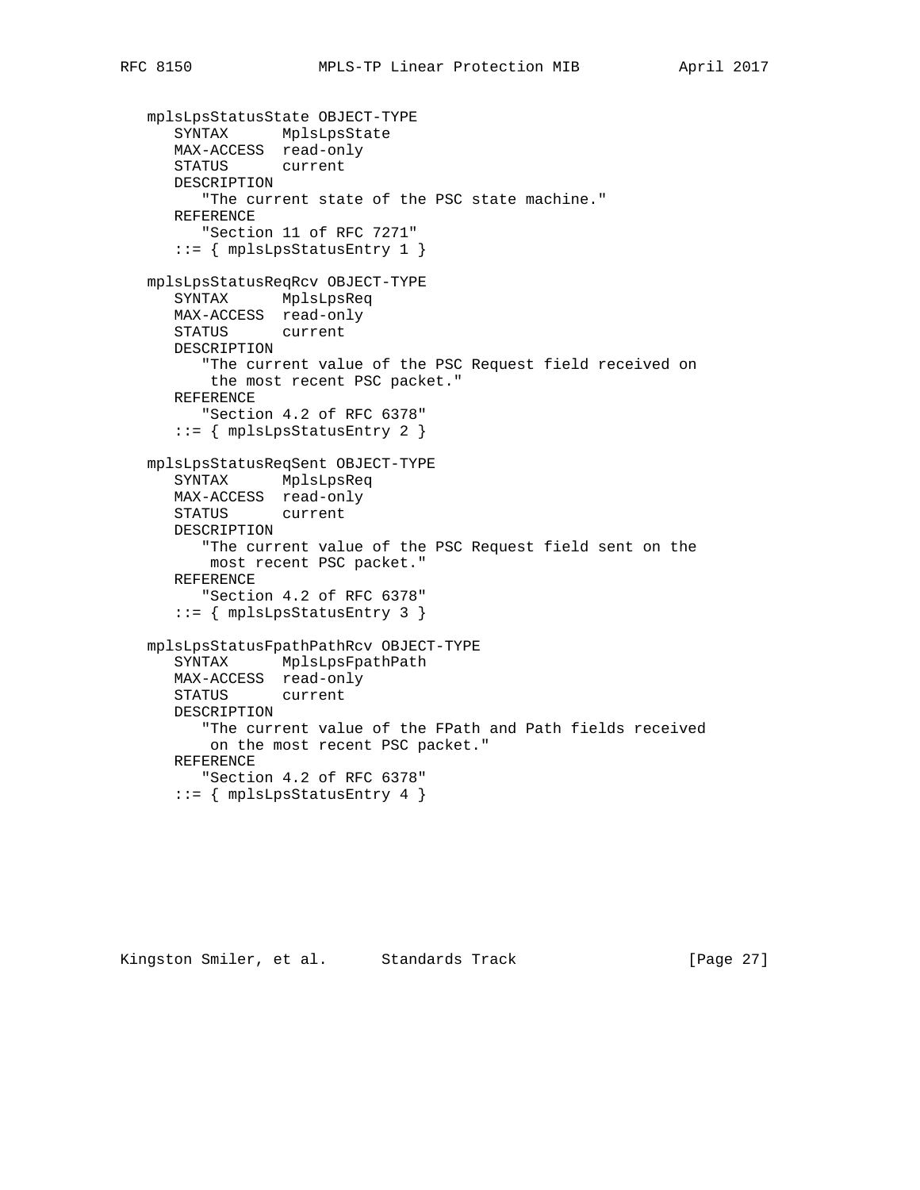```
   mplsLpsStatusState OBJECT-TYPE
      SYNTAX      MplsLpsState
      MAX-ACCESS  read-only
      STATUS      current
      DESCRIPTION
         "The current state of the PSC state machine."
      REFERENCE
         "Section 11 of RFC 7271"
      ::= { mplsLpsStatusEntry 1 }

   mplsLpsStatusReqRcv OBJECT-TYPE
      SYNTAX      MplsLpsReq
      MAX-ACCESS  read-only
      STATUS      current
      DESCRIPTION
         "The current value of the PSC Request field received on
          the most recent PSC packet."
      REFERENCE
         "Section 4.2 of RFC 6378"
      ::= { mplsLpsStatusEntry 2 }

   mplsLpsStatusReqSent OBJECT-TYPE
      SYNTAX      MplsLpsReq
      MAX-ACCESS  read-only
      STATUS      current
      DESCRIPTION
         "The current value of the PSC Request field sent on the
          most recent PSC packet."
      REFERENCE
         "Section 4.2 of RFC 6378"
      ::= { mplsLpsStatusEntry 3 }

   mplsLpsStatusFpathPathRcv OBJECT-TYPE
      SYNTAX      MplsLpsFpathPath
      MAX-ACCESS  read-only
      STATUS      current
      DESCRIPTION
         "The current value of the FPath and Path fields received
          on the most recent PSC packet."
      REFERENCE
         "Section 4.2 of RFC 6378"
      ::= { mplsLpsStatusEntry 4 }
```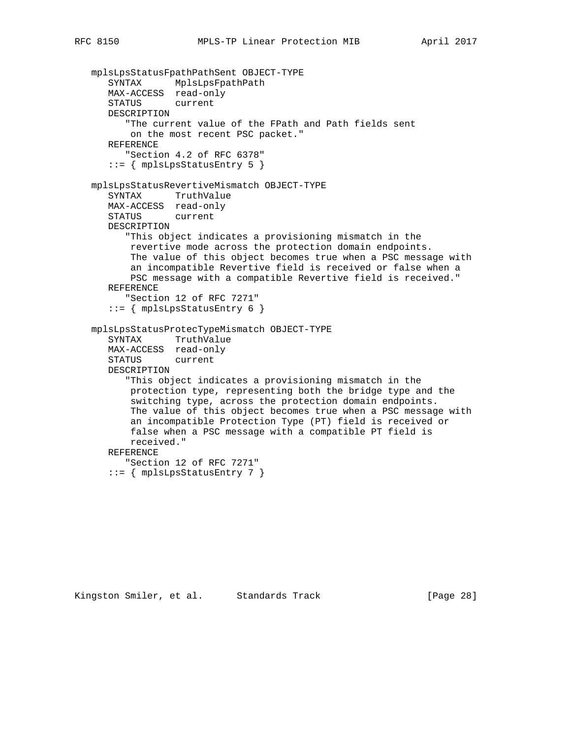```
   mplsLpsStatusFpathPathSent OBJECT-TYPE
      SYNTAX      MplsLpsFpathPath
      MAX-ACCESS  read-only
      STATUS      current
      DESCRIPTION
         "The current value of the FPath and Path fields sent
          on the most recent PSC packet."
      REFERENCE
         "Section 4.2 of RFC 6378"
      ::= { mplsLpsStatusEntry 5 }

   mplsLpsStatusRevertiveMismatch OBJECT-TYPE
      SYNTAX      TruthValue
      MAX-ACCESS  read-only
      STATUS      current
      DESCRIPTION
         "This object indicates a provisioning mismatch in the
          revertive mode across the protection domain endpoints.
          The value of this object becomes true when a PSC message with
          an incompatible Revertive field is received or false when a
          PSC message with a compatible Revertive field is received."
      REFERENCE
         "Section 12 of RFC 7271"
      ::= { mplsLpsStatusEntry 6 }

   mplsLpsStatusProtecTypeMismatch OBJECT-TYPE
      SYNTAX      TruthValue
      MAX-ACCESS  read-only
      STATUS      current
      DESCRIPTION
         "This object indicates a provisioning mismatch in the
          protection type, representing both the bridge type and the
          switching type, across the protection domain endpoints.
          The value of this object becomes true when a PSC message with
          an incompatible Protection Type (PT) field is received or
          false when a PSC message with a compatible PT field is
          received."
      REFERENCE
         "Section 12 of RFC 7271"
      ::= { mplsLpsStatusEntry 7 }
```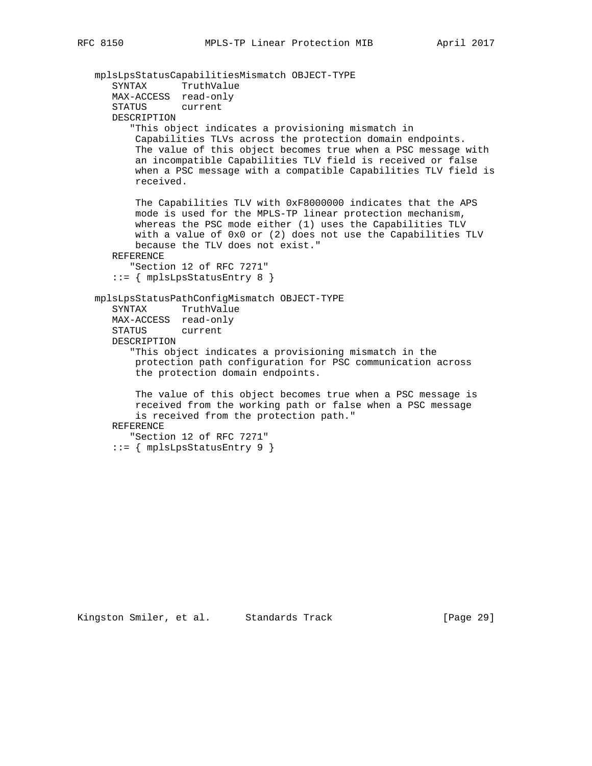```
   mplsLpsStatusCapabilitiesMismatch OBJECT-TYPE
      SYNTAX      TruthValue
      MAX-ACCESS  read-only
      STATUS      current
      DESCRIPTION
         "This object indicates a provisioning mismatch in
          Capabilities TLVs across the protection domain endpoints.
          The value of this object becomes true when a PSC message with
          an incompatible Capabilities TLV field is received or false
          when a PSC message with a compatible Capabilities TLV field is
          received.

          The Capabilities TLV with 0xF8000000 indicates that the APS
          mode is used for the MPLS-TP linear protection mechanism,
          whereas the PSC mode either (1) uses the Capabilities TLV
          with a value of 0x0 or (2) does not use the Capabilities TLV
          because the TLV does not exist."
      REFERENCE
         "Section 12 of RFC 7271"
      ::= { mplsLpsStatusEntry 8 }

   mplsLpsStatusPathConfigMismatch OBJECT-TYPE
      SYNTAX      TruthValue
      MAX-ACCESS  read-only
      STATUS      current
      DESCRIPTION
         "This object indicates a provisioning mismatch in the
          protection path configuration for PSC communication across
          the protection domain endpoints.

          The value of this object becomes true when a PSC message is
          received from the working path or false when a PSC message
          is received from the protection path."
      REFERENCE
         "Section 12 of RFC 7271"
      ::= { mplsLpsStatusEntry 9 }
```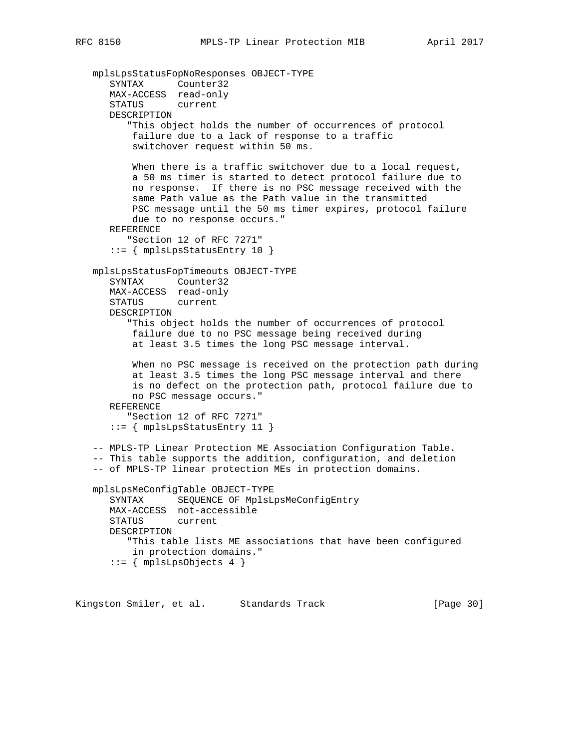```
   mplsLpsStatusFopNoResponses OBJECT-TYPE
      SYNTAX      Counter32
      MAX-ACCESS  read-only
      STATUS      current
      DESCRIPTION
         "This object holds the number of occurrences of protocol
          failure due to a lack of response to a traffic
          switchover request within 50 ms.

          When there is a traffic switchover due to a local request,
          a 50 ms timer is started to detect protocol failure due to
          no response.  If there is no PSC message received with the
          same Path value as the Path value in the transmitted
          PSC message until the 50 ms timer expires, protocol failure
          due to no response occurs."
      REFERENCE
         "Section 12 of RFC 7271"
      ::= { mplsLpsStatusEntry 10 }

   mplsLpsStatusFopTimeouts OBJECT-TYPE
      SYNTAX      Counter32
      MAX-ACCESS  read-only
      STATUS      current
      DESCRIPTION
         "This object holds the number of occurrences of protocol
          failure due to no PSC message being received during
          at least 3.5 times the long PSC message interval.

          When no PSC message is received on the protection path during
          at least 3.5 times the long PSC message interval and there
          is no defect on the protection path, protocol failure due to
          no PSC message occurs."
      REFERENCE
         "Section 12 of RFC 7271"
      ::= { mplsLpsStatusEntry 11 }

   -- MPLS-TP Linear Protection ME Association Configuration Table.
   -- This table supports the addition, configuration, and deletion
   -- of MPLS-TP linear protection MEs in protection domains.

   mplsLpsMeConfigTable OBJECT-TYPE
      SYNTAX      SEQUENCE OF MplsLpsMeConfigEntry
      MAX-ACCESS  not-accessible
      STATUS      current
      DESCRIPTION
         "This table lists ME associations that have been configured
          in protection domains."
      ::= { mplsLpsObjects 4 }
```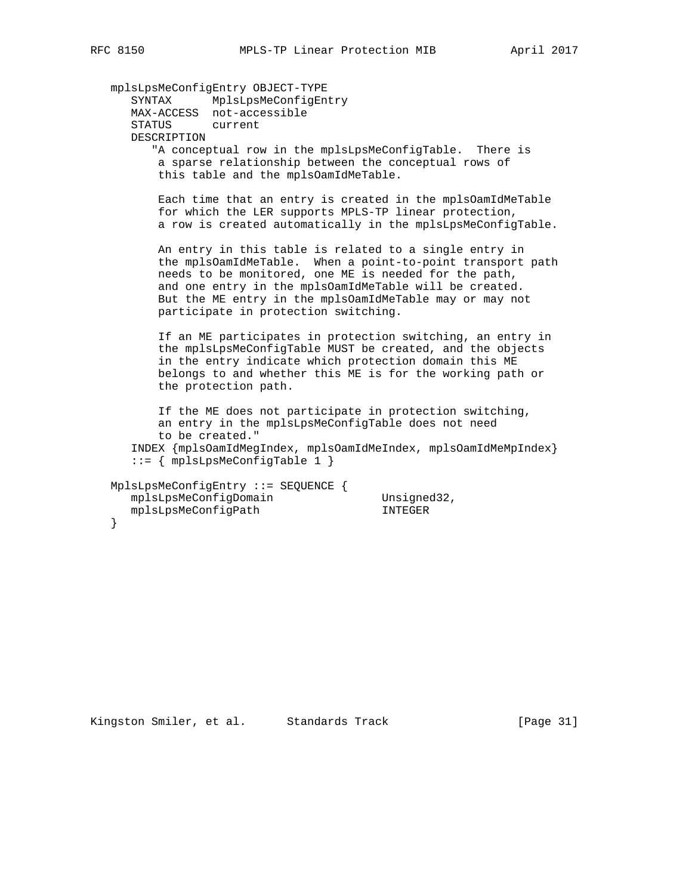```
   mplsLpsMeConfigEntry OBJECT-TYPE
      SYNTAX      MplsLpsMeConfigEntry
      MAX-ACCESS  not-accessible
      STATUS      current
      DESCRIPTION
         "A conceptual row in the mplsLpsMeConfigTable.  There is
          a sparse relationship between the conceptual rows of
          this table and the mplsOamIdMeTable.

          Each time that an entry is created in the mplsOamIdMeTable
          for which the LER supports MPLS-TP linear protection,
          a row is created automatically in the mplsLpsMeConfigTable.

          An entry in this table is related to a single entry in
          the mplsOamIdMeTable.  When a point-to-point transport path
          needs to be monitored, one ME is needed for the path,
          and one entry in the mplsOamIdMeTable will be created.
          But the ME entry in the mplsOamIdMeTable may or may not
          participate in protection switching.

          If an ME participates in protection switching, an entry in
          the mplsLpsMeConfigTable MUST be created, and the objects
          in the entry indicate which protection domain this ME
          belongs to and whether this ME is for the working path or
          the protection path.

          If the ME does not participate in protection switching,
          an entry in the mplsLpsMeConfigTable does not need
          to be created."
      INDEX {mplsOamIdMegIndex, mplsOamIdMeIndex, mplsOamIdMeMpIndex}
      ::= { mplsLpsMeConfigTable 1 }

   MplsLpsMeConfigEntry ::= SEQUENCE {
      mplsLpsMeConfigDomain                Unsigned32,
      mplsLpsMeConfigPath                  INTEGER
   }
```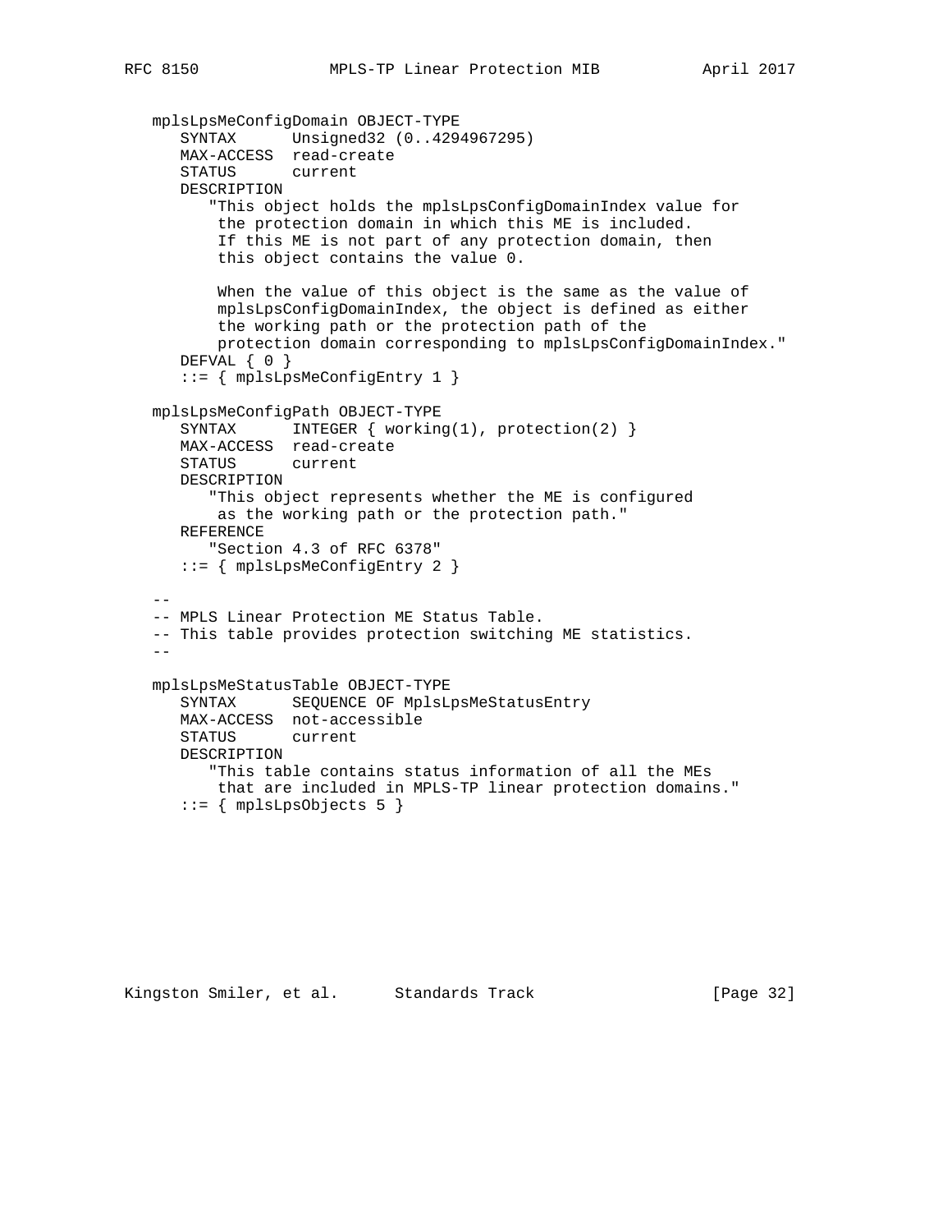```
   mplsLpsMeConfigDomain OBJECT-TYPE
      SYNTAX      Unsigned32 (0..4294967295)
      MAX-ACCESS  read-create
      STATUS      current
      DESCRIPTION
         "This object holds the mplsLpsConfigDomainIndex value for
          the protection domain in which this ME is included.
          If this ME is not part of any protection domain, then
          this object contains the value 0.

          When the value of this object is the same as the value of
          mplsLpsConfigDomainIndex, the object is defined as either
          the working path or the protection path of the
          protection domain corresponding to mplsLpsConfigDomainIndex."
      DEFVAL { 0 }
      ::= { mplsLpsMeConfigEntry 1 }

   mplsLpsMeConfigPath OBJECT-TYPE
      SYNTAX      INTEGER { working(1), protection(2) }
      MAX-ACCESS  read-create
      STATUS      current
      DESCRIPTION
         "This object represents whether the ME is configured
          as the working path or the protection path."
      REFERENCE
         "Section 4.3 of RFC 6378"
      ::= { mplsLpsMeConfigEntry 2 }

   --
   -- MPLS Linear Protection ME Status Table.
   -- This table provides protection switching ME statistics.
   --

   mplsLpsMeStatusTable OBJECT-TYPE
      SYNTAX      SEQUENCE OF MplsLpsMeStatusEntry
      MAX-ACCESS  not-accessible
      STATUS      current
      DESCRIPTION
         "This table contains status information of all the MEs
          that are included in MPLS-TP linear protection domains."
      ::= { mplsLpsObjects 5 }
```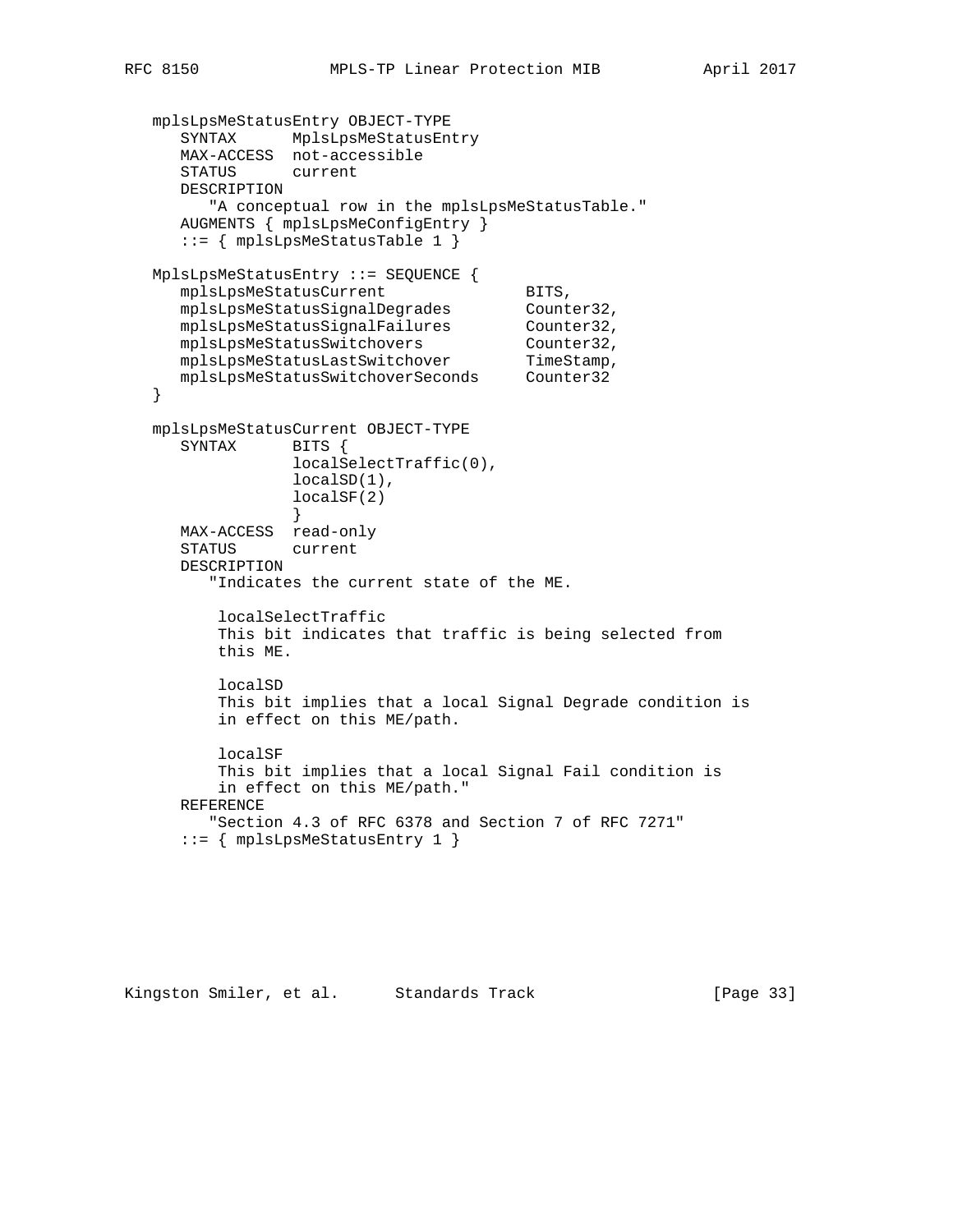```
   mplsLpsMeStatusEntry OBJECT-TYPE
      SYNTAX      MplsLpsMeStatusEntry
      MAX-ACCESS  not-accessible
      STATUS      current
      DESCRIPTION
         "A conceptual row in the mplsLpsMeStatusTable."
      AUGMENTS { mplsLpsMeConfigEntry }
      ::= { mplsLpsMeStatusTable 1 }

   MplsLpsMeStatusEntry ::= SEQUENCE {
      mplsLpsMeStatusCurrent               BITS,
      mplsLpsMeStatusSignalDegrades        Counter32,
      mplsLpsMeStatusSignalFailures        Counter32,
      mplsLpsMeStatusSwitchovers           Counter32,
      mplsLpsMeStatusLastSwitchover        TimeStamp,
      mplsLpsMeStatusSwitchoverSeconds     Counter32
   }

   mplsLpsMeStatusCurrent OBJECT-TYPE
      SYNTAX      BITS {
                  localSelectTraffic(0),
                  localSD(1),
                  localSF(2)
                  }
      MAX-ACCESS  read-only
      STATUS      current
      DESCRIPTION
         "Indicates the current state of the ME.

          localSelectTraffic
          This bit indicates that traffic is being selected from
          this ME.

          localSD
          This bit implies that a local Signal Degrade condition is
          in effect on this ME/path.

          localSF
          This bit implies that a local Signal Fail condition is
          in effect on this ME/path."
      REFERENCE
         "Section 4.3 of RFC 6378 and Section 7 of RFC 7271"
      ::= { mplsLpsMeStatusEntry 1 }
```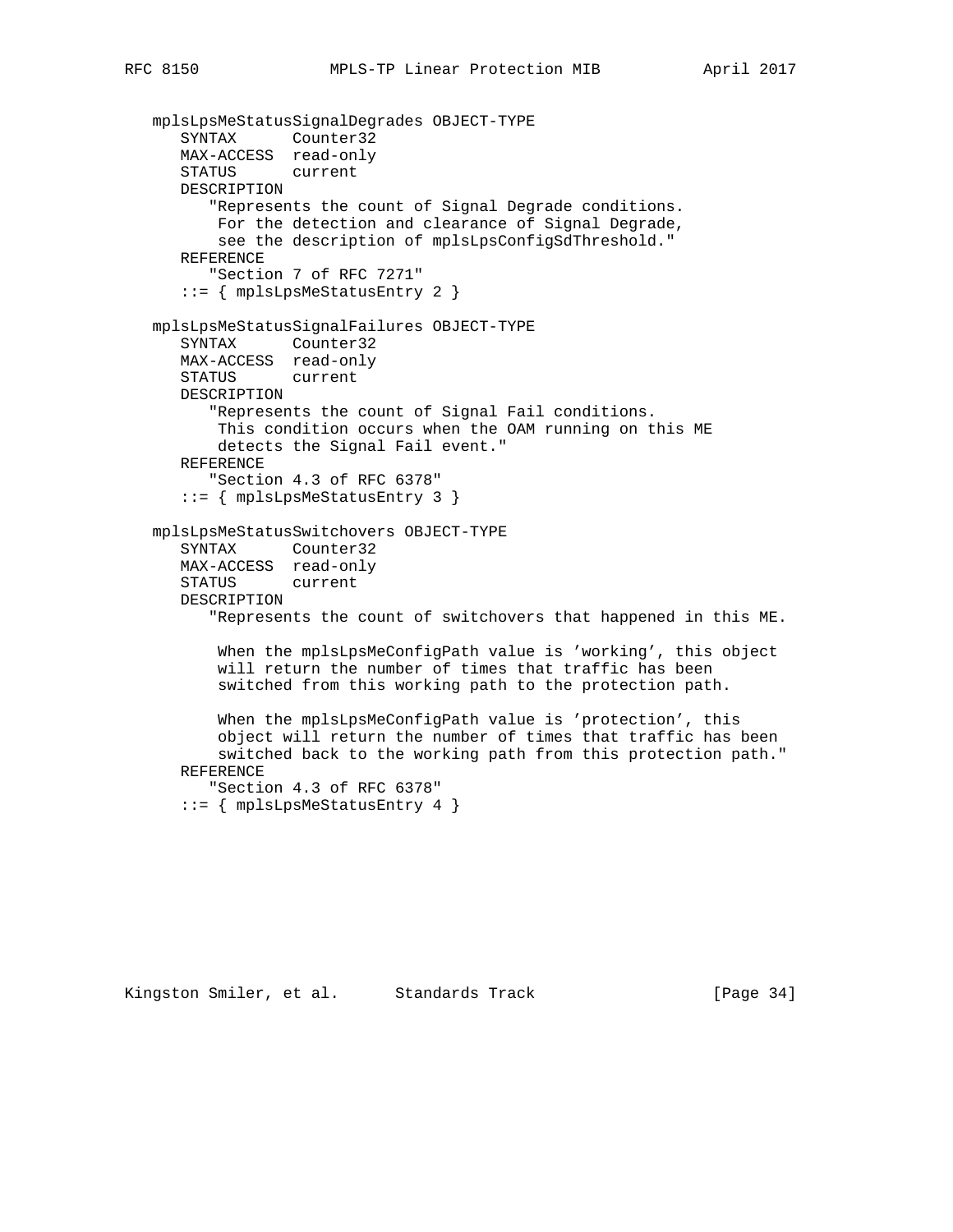```
   mplsLpsMeStatusSignalDegrades OBJECT-TYPE
      SYNTAX      Counter32
      MAX-ACCESS  read-only
      STATUS      current
      DESCRIPTION
         "Represents the count of Signal Degrade conditions.
          For the detection and clearance of Signal Degrade,
          see the description of mplsLpsConfigSdThreshold."
      REFERENCE
         "Section 7 of RFC 7271"
      ::= { mplsLpsMeStatusEntry 2 }

   mplsLpsMeStatusSignalFailures OBJECT-TYPE
      SYNTAX      Counter32
      MAX-ACCESS  read-only
      STATUS      current
      DESCRIPTION
         "Represents the count of Signal Fail conditions.
          This condition occurs when the OAM running on this ME
          detects the Signal Fail event."
      REFERENCE
         "Section 4.3 of RFC 6378"
      ::= { mplsLpsMeStatusEntry 3 }

   mplsLpsMeStatusSwitchovers OBJECT-TYPE
      SYNTAX      Counter32
      MAX-ACCESS  read-only
      STATUS      current
      DESCRIPTION
         "Represents the count of switchovers that happened in this ME.

          When the mplsLpsMeConfigPath value is 'working', this object
          will return the number of times that traffic has been
          switched from this working path to the protection path.

          When the mplsLpsMeConfigPath value is 'protection', this
          object will return the number of times that traffic has been
          switched back to the working path from this protection path."
      REFERENCE
         "Section 4.3 of RFC 6378"
      ::= { mplsLpsMeStatusEntry 4 }
```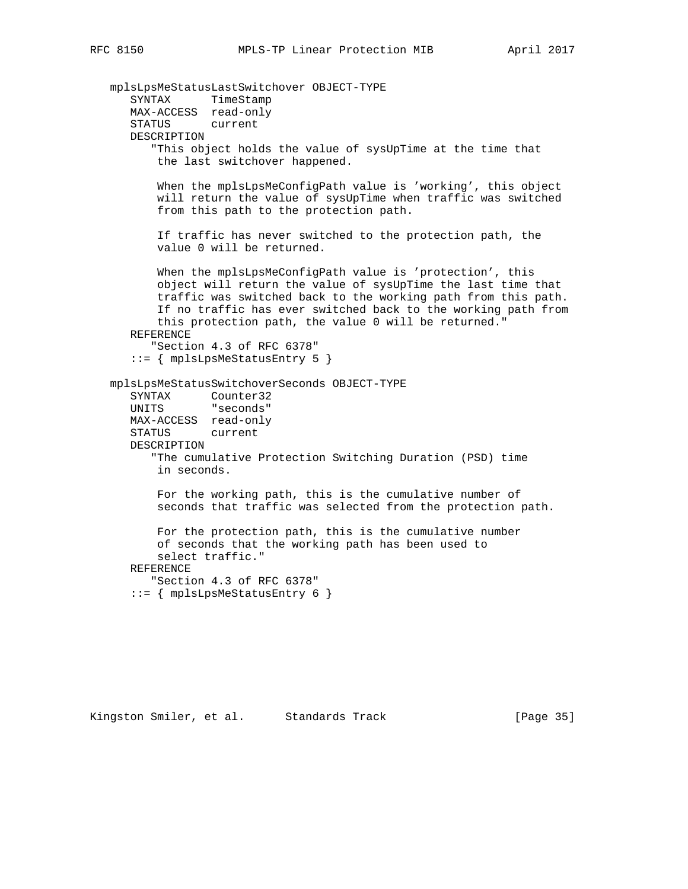```
   mplsLpsMeStatusLastSwitchover OBJECT-TYPE
      SYNTAX      TimeStamp
      MAX-ACCESS  read-only
      STATUS      current
      DESCRIPTION
         "This object holds the value of sysUpTime at the time that
          the last switchover happened.

          When the mplsLpsMeConfigPath value is 'working', this object
          will return the value of sysUpTime when traffic was switched
          from this path to the protection path.

          If traffic has never switched to the protection path, the
          value 0 will be returned.

          When the mplsLpsMeConfigPath value is 'protection', this
          object will return the value of sysUpTime the last time that
          traffic was switched back to the working path from this path.
          If no traffic has ever switched back to the working path from
          this protection path, the value 0 will be returned."
      REFERENCE
         "Section 4.3 of RFC 6378"
      ::= { mplsLpsMeStatusEntry 5 }

   mplsLpsMeStatusSwitchoverSeconds OBJECT-TYPE
      SYNTAX      Counter32
      UNITS       "seconds"
      MAX-ACCESS  read-only
      STATUS      current
      DESCRIPTION
         "The cumulative Protection Switching Duration (PSD) time
          in seconds.

          For the working path, this is the cumulative number of
          seconds that traffic was selected from the protection path.

          For the protection path, this is the cumulative number
          of seconds that the working path has been used to
          select traffic."
      REFERENCE
         "Section 4.3 of RFC 6378"
      ::= { mplsLpsMeStatusEntry 6 }
```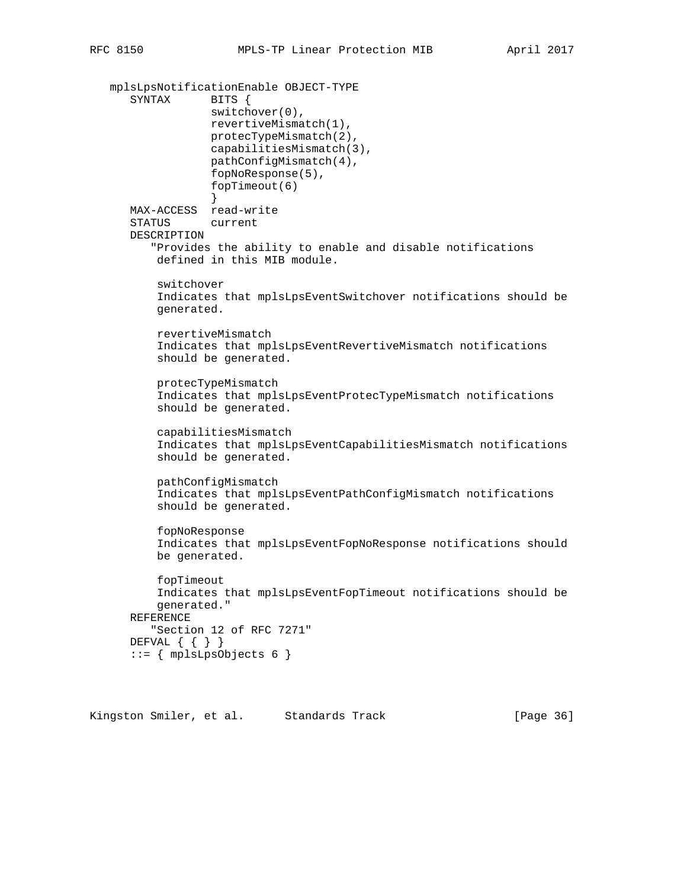```
   mplsLpsNotificationEnable OBJECT-TYPE
      SYNTAX      BITS {
                  switchover(0),
                  revertiveMismatch(1),
                  protecTypeMismatch(2),
                  capabilitiesMismatch(3),
                  pathConfigMismatch(4),
                  fopNoResponse(5),
                  fopTimeout(6)
                  }
      MAX-ACCESS  read-write
      STATUS      current
      DESCRIPTION
         "Provides the ability to enable and disable notifications
          defined in this MIB module.

          switchover
          Indicates that mplsLpsEventSwitchover notifications should be
          generated.

          revertiveMismatch
          Indicates that mplsLpsEventRevertiveMismatch notifications
          should be generated.

          protecTypeMismatch
          Indicates that mplsLpsEventProtecTypeMismatch notifications
          should be generated.

          capabilitiesMismatch
          Indicates that mplsLpsEventCapabilitiesMismatch notifications
          should be generated.

          pathConfigMismatch
          Indicates that mplsLpsEventPathConfigMismatch notifications
          should be generated.

          fopNoResponse
          Indicates that mplsLpsEventFopNoResponse notifications should
          be generated.

          fopTimeout
          Indicates that mplsLpsEventFopTimeout notifications should be
          generated."
      REFERENCE
         "Section 12 of RFC 7271"
      DEFVAL { { } }
      ::= { mplsLpsObjects 6 }
```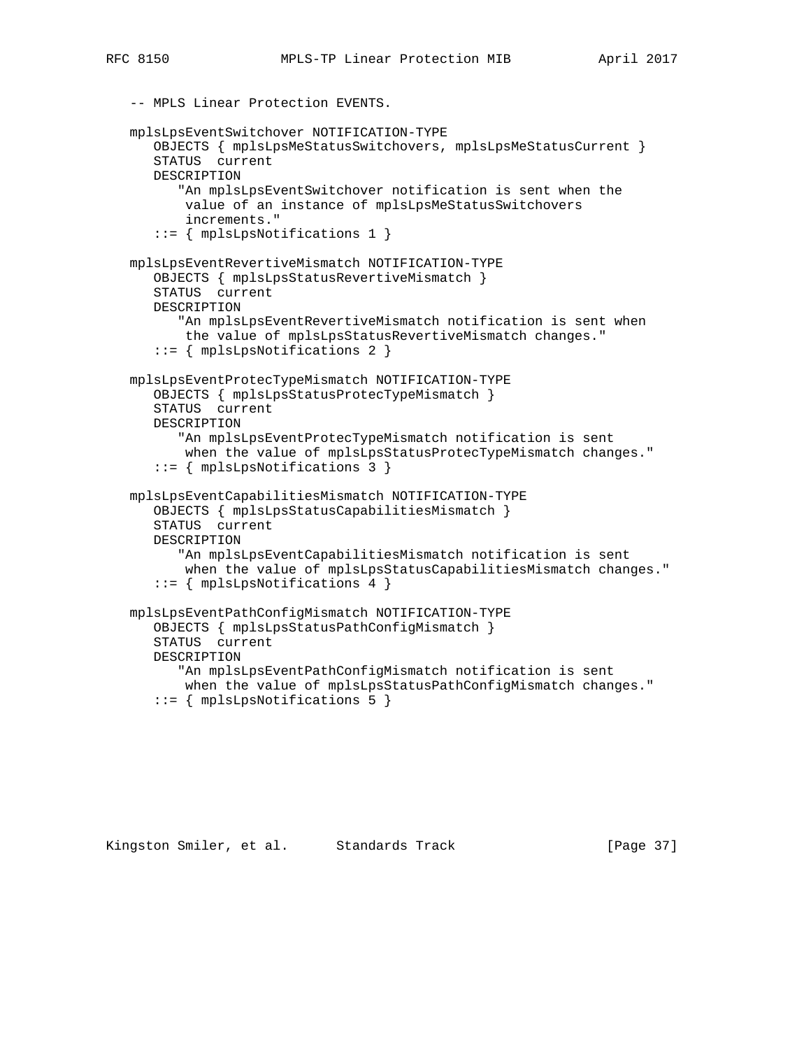```
   -- MPLS Linear Protection EVENTS.

   mplsLpsEventSwitchover NOTIFICATION-TYPE
      OBJECTS { mplsLpsMeStatusSwitchovers, mplsLpsMeStatusCurrent }
      STATUS  current
      DESCRIPTION
         "An mplsLpsEventSwitchover notification is sent when the
          value of an instance of mplsLpsMeStatusSwitchovers
          increments."
      ::= { mplsLpsNotifications 1 }

   mplsLpsEventRevertiveMismatch NOTIFICATION-TYPE
      OBJECTS { mplsLpsStatusRevertiveMismatch }
      STATUS  current
      DESCRIPTION
         "An mplsLpsEventRevertiveMismatch notification is sent when
          the value of mplsLpsStatusRevertiveMismatch changes."
      ::= { mplsLpsNotifications 2 }

   mplsLpsEventProtecTypeMismatch NOTIFICATION-TYPE
      OBJECTS { mplsLpsStatusProtecTypeMismatch }
      STATUS  current
      DESCRIPTION
         "An mplsLpsEventProtecTypeMismatch notification is sent
          when the value of mplsLpsStatusProtecTypeMismatch changes."
      ::= { mplsLpsNotifications 3 }

   mplsLpsEventCapabilitiesMismatch NOTIFICATION-TYPE
      OBJECTS { mplsLpsStatusCapabilitiesMismatch }
      STATUS  current
      DESCRIPTION
         "An mplsLpsEventCapabilitiesMismatch notification is sent
          when the value of mplsLpsStatusCapabilitiesMismatch changes."
      ::= { mplsLpsNotifications 4 }

   mplsLpsEventPathConfigMismatch NOTIFICATION-TYPE
      OBJECTS { mplsLpsStatusPathConfigMismatch }
      STATUS  current
      DESCRIPTION
         "An mplsLpsEventPathConfigMismatch notification is sent
          when the value of mplsLpsStatusPathConfigMismatch changes."
      ::= { mplsLpsNotifications 5 }
```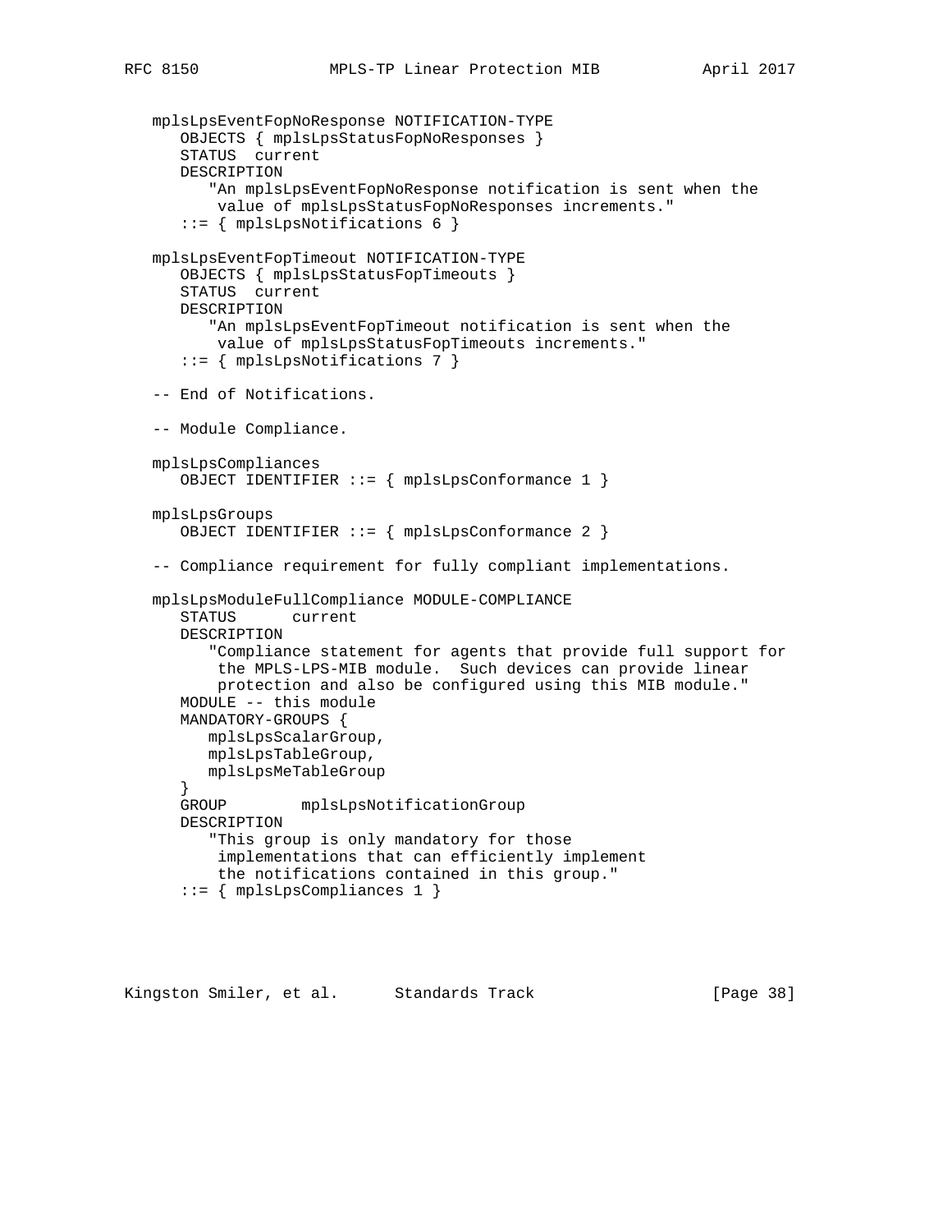```
   mplsLpsEventFopNoResponse NOTIFICATION-TYPE
      OBJECTS { mplsLpsStatusFopNoResponses }
      STATUS  current
      DESCRIPTION
         "An mplsLpsEventFopNoResponse notification is sent when the
          value of mplsLpsStatusFopNoResponses increments."
      ::= { mplsLpsNotifications 6 }

   mplsLpsEventFopTimeout NOTIFICATION-TYPE
      OBJECTS { mplsLpsStatusFopTimeouts }
      STATUS  current
      DESCRIPTION
         "An mplsLpsEventFopTimeout notification is sent when the
          value of mplsLpsStatusFopTimeouts increments."
      ::= { mplsLpsNotifications 7 }

   -- End of Notifications.

   -- Module Compliance.

   mplsLpsCompliances
      OBJECT IDENTIFIER ::= { mplsLpsConformance 1 }

   mplsLpsGroups
      OBJECT IDENTIFIER ::= { mplsLpsConformance 2 }

   -- Compliance requirement for fully compliant implementations.

   mplsLpsModuleFullCompliance MODULE-COMPLIANCE
      STATUS      current
      DESCRIPTION
         "Compliance statement for agents that provide full support for
          the MPLS-LPS-MIB module.  Such devices can provide linear
          protection and also be configured using this MIB module."
      MODULE -- this module
      MANDATORY-GROUPS {
         mplsLpsScalarGroup,
         mplsLpsTableGroup,
         mplsLpsMeTableGroup
      }
      GROUP       mplsLpsNotificationGroup
      DESCRIPTION
         "This group is only mandatory for those
          implementations that can efficiently implement
          the notifications contained in this group."
      ::= { mplsLpsCompliances 1 }
```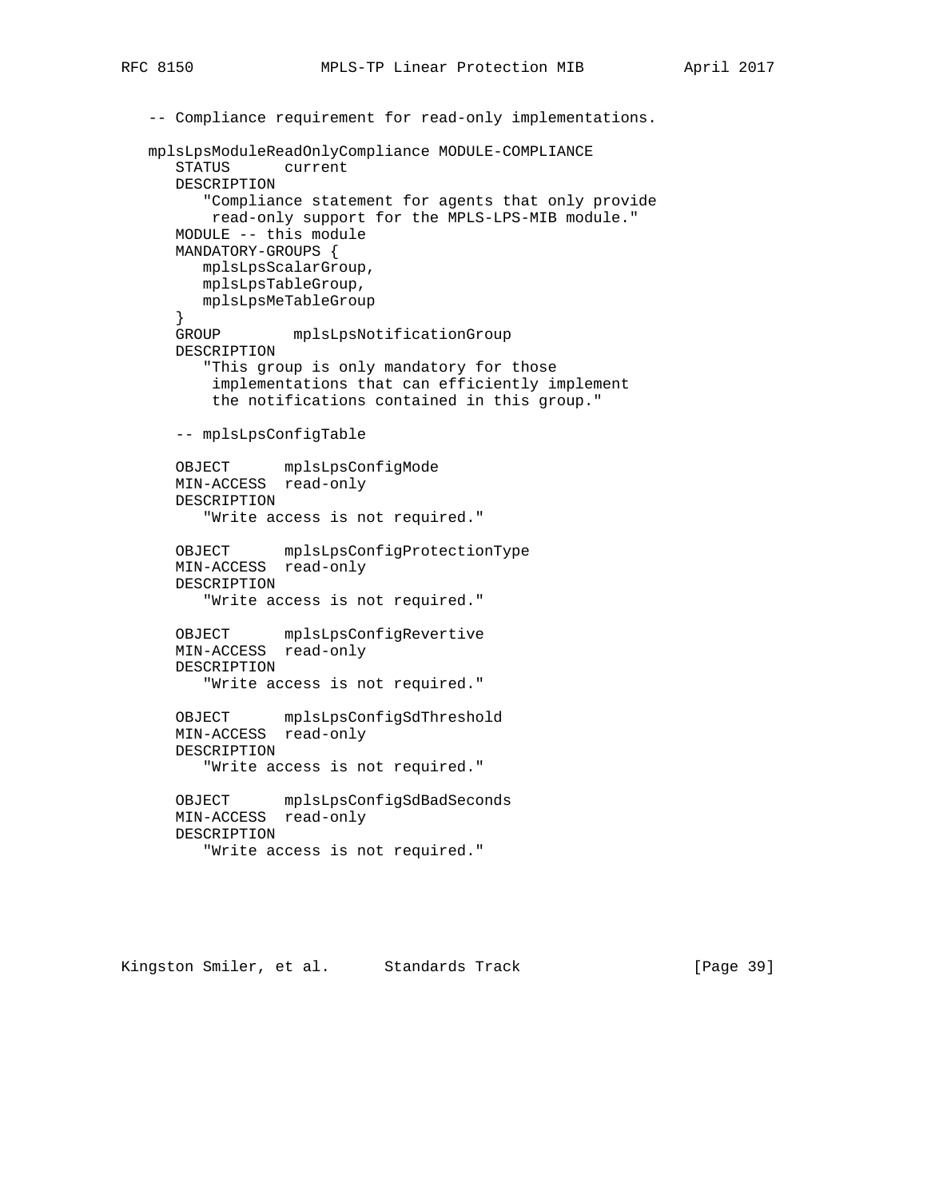```
   -- Compliance requirement for read-only implementations.

   mplsLpsModuleReadOnlyCompliance MODULE-COMPLIANCE
      STATUS      current
      DESCRIPTION
         "Compliance statement for agents that only provide
          read-only support for the MPLS-LPS-MIB module."
      MODULE -- this module
      MANDATORY-GROUPS {
         mplsLpsScalarGroup,
         mplsLpsTableGroup,
         mplsLpsMeTableGroup
      }
      GROUP        mplsLpsNotificationGroup
      DESCRIPTION
         "This group is only mandatory for those
          implementations that can efficiently implement
          the notifications contained in this group."

      -- mplsLpsConfigTable

      OBJECT      mplsLpsConfigMode
      MIN-ACCESS  read-only
      DESCRIPTION
         "Write access is not required."

      OBJECT      mplsLpsConfigProtectionType
      MIN-ACCESS  read-only
      DESCRIPTION
         "Write access is not required."

      OBJECT      mplsLpsConfigRevertive
      MIN-ACCESS  read-only
      DESCRIPTION
         "Write access is not required."

      OBJECT      mplsLpsConfigSdThreshold
      MIN-ACCESS  read-only
      DESCRIPTION
         "Write access is not required."

      OBJECT      mplsLpsConfigSdBadSeconds
      MIN-ACCESS  read-only
      DESCRIPTION
         "Write access is not required."
```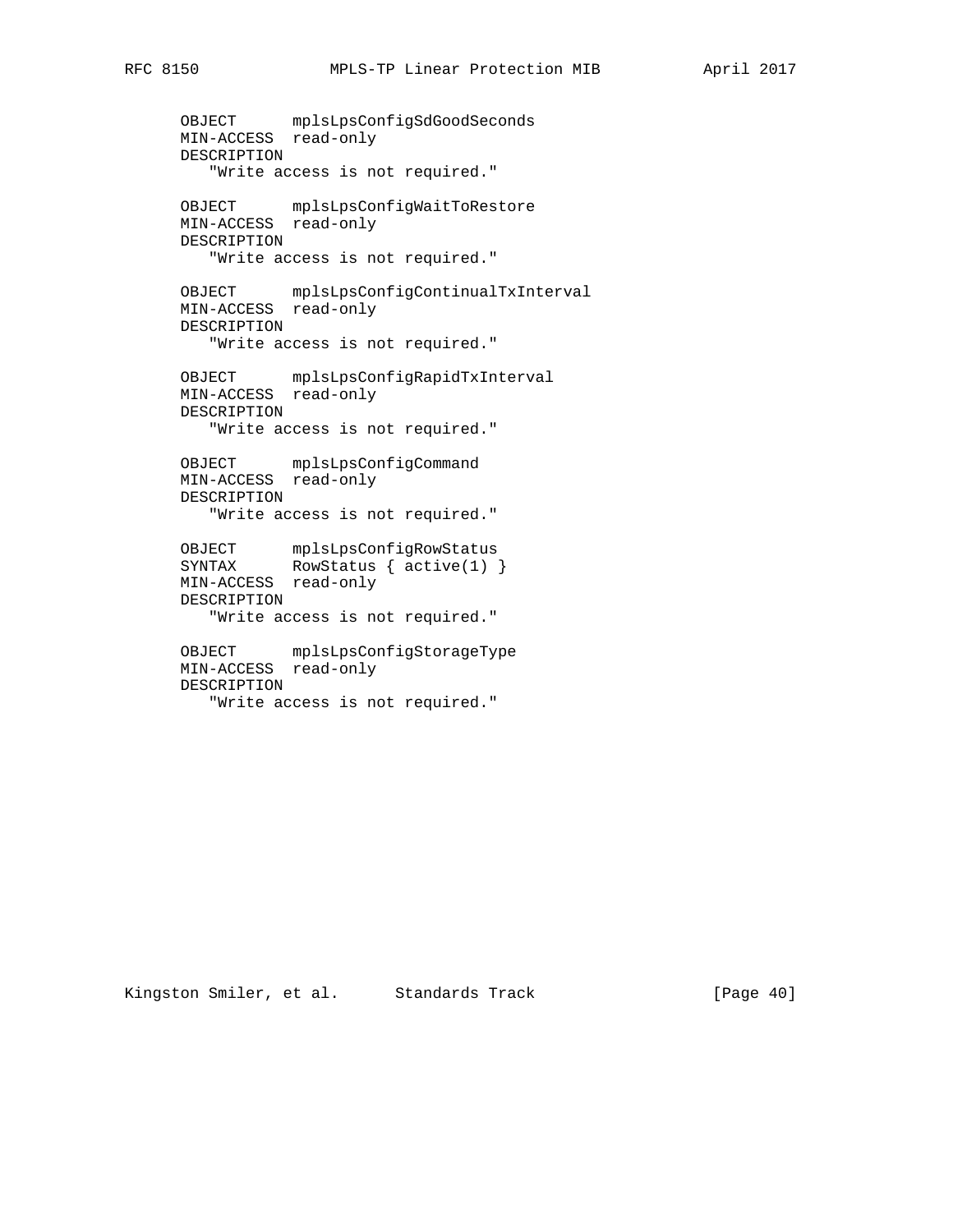```
      OBJECT      mplsLpsConfigSdGoodSeconds
      MIN-ACCESS  read-only
      DESCRIPTION
         "Write access is not required."

      OBJECT      mplsLpsConfigWaitToRestore
      MIN-ACCESS  read-only
      DESCRIPTION
         "Write access is not required."

      OBJECT      mplsLpsConfigContinualTxInterval
      MIN-ACCESS  read-only
      DESCRIPTION
         "Write access is not required."

      OBJECT      mplsLpsConfigRapidTxInterval
      MIN-ACCESS  read-only
      DESCRIPTION
         "Write access is not required."

      OBJECT      mplsLpsConfigCommand
      MIN-ACCESS  read-only
      DESCRIPTION
         "Write access is not required."

      OBJECT      mplsLpsConfigRowStatus
      SYNTAX      RowStatus { active(1) }
      MIN-ACCESS  read-only
      DESCRIPTION
         "Write access is not required."

      OBJECT      mplsLpsConfigStorageType
      MIN-ACCESS  read-only
      DESCRIPTION
         "Write access is not required."
```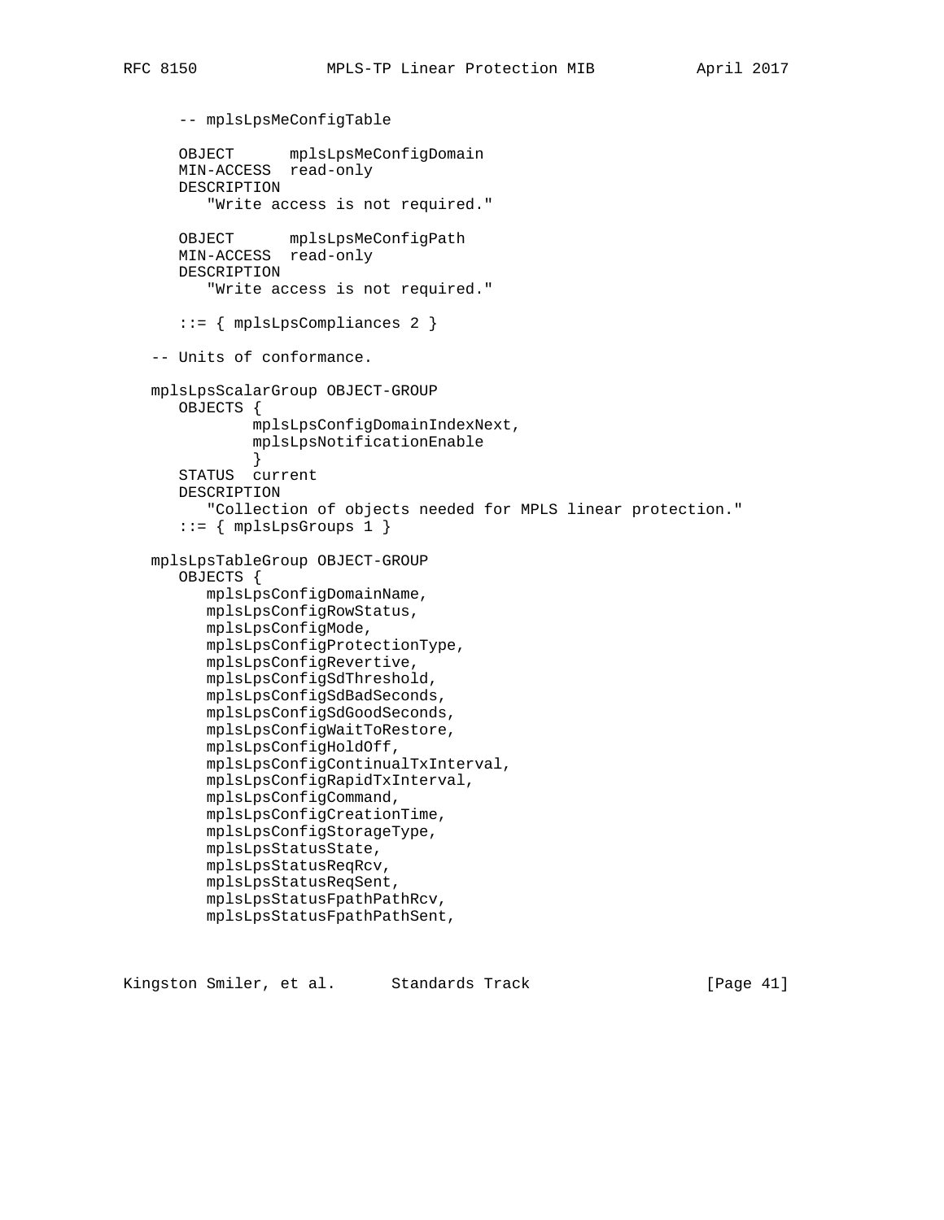```
      -- mplsLpsMeConfigTable

      OBJECT      mplsLpsMeConfigDomain
      MIN-ACCESS  read-only
      DESCRIPTION
         "Write access is not required."

      OBJECT      mplsLpsMeConfigPath
      MIN-ACCESS  read-only
      DESCRIPTION
         "Write access is not required."

      ::= { mplsLpsCompliances 2 }

   -- Units of conformance.

   mplsLpsScalarGroup OBJECT-GROUP
      OBJECTS {
              mplsLpsConfigDomainIndexNext,
              mplsLpsNotificationEnable
              }
      STATUS  current
      DESCRIPTION
         "Collection of objects needed for MPLS linear protection."
      ::= { mplsLpsGroups 1 }

   mplsLpsTableGroup OBJECT-GROUP
      OBJECTS {
         mplsLpsConfigDomainName,
         mplsLpsConfigRowStatus,
         mplsLpsConfigMode,
         mplsLpsConfigProtectionType,
         mplsLpsConfigRevertive,
         mplsLpsConfigSdThreshold,
         mplsLpsConfigSdBadSeconds,
         mplsLpsConfigSdGoodSeconds,
         mplsLpsConfigWaitToRestore,
         mplsLpsConfigHoldOff,
         mplsLpsConfigContinualTxInterval,
         mplsLpsConfigRapidTxInterval,
         mplsLpsConfigCommand,
         mplsLpsConfigCreationTime,
         mplsLpsConfigStorageType,
         mplsLpsStatusState,
         mplsLpsStatusReqRcv,
         mplsLpsStatusReqSent,
         mplsLpsStatusFpathPathRcv,
         mplsLpsStatusFpathPathSent,
```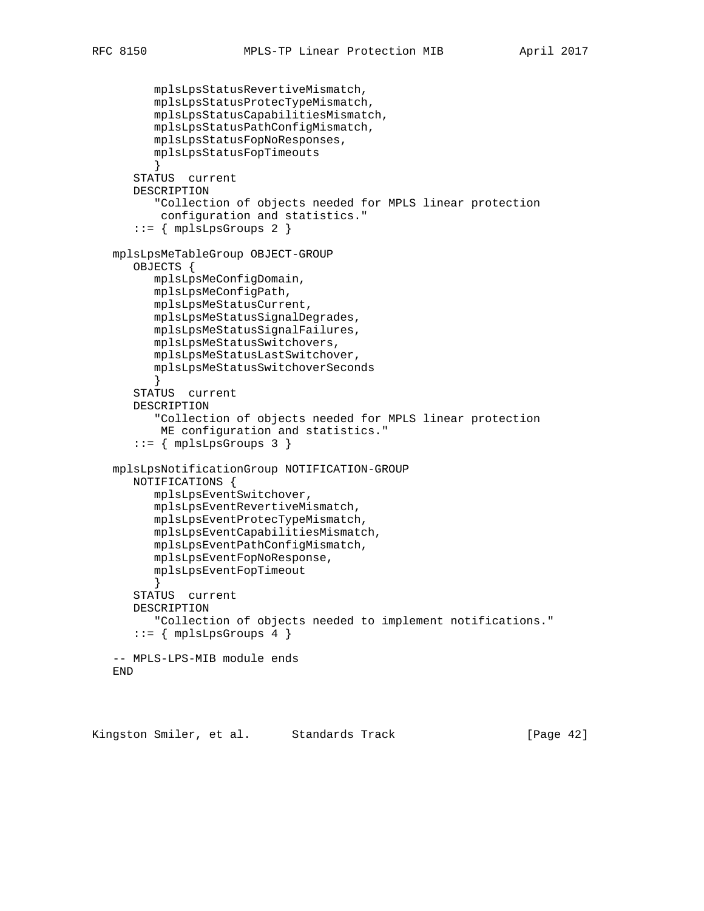```
         mplsLpsStatusRevertiveMismatch,
         mplsLpsStatusProtecTypeMismatch,
         mplsLpsStatusCapabilitiesMismatch,
         mplsLpsStatusPathConfigMismatch,
         mplsLpsStatusFopNoResponses,
         mplsLpsStatusFopTimeouts
         }
      STATUS  current
      DESCRIPTION
         "Collection of objects needed for MPLS linear protection
          configuration and statistics."
      ::= { mplsLpsGroups 2 }

   mplsLpsMeTableGroup OBJECT-GROUP
      OBJECTS {
         mplsLpsMeConfigDomain,
         mplsLpsMeConfigPath,
         mplsLpsMeStatusCurrent,
         mplsLpsMeStatusSignalDegrades,
         mplsLpsMeStatusSignalFailures,
         mplsLpsMeStatusSwitchovers,
         mplsLpsMeStatusLastSwitchover,
         mplsLpsMeStatusSwitchoverSeconds
         }
      STATUS  current
      DESCRIPTION
         "Collection of objects needed for MPLS linear protection
          ME configuration and statistics."
      ::= { mplsLpsGroups 3 }

   mplsLpsNotificationGroup NOTIFICATION-GROUP
      NOTIFICATIONS {
         mplsLpsEventSwitchover,
         mplsLpsEventRevertiveMismatch,
         mplsLpsEventProtecTypeMismatch,
         mplsLpsEventCapabilitiesMismatch,
         mplsLpsEventPathConfigMismatch,
         mplsLpsEventFopNoResponse,
         mplsLpsEventFopTimeout
         }
      STATUS  current
      DESCRIPTION
         "Collection of objects needed to implement notifications."
      ::= { mplsLpsGroups 4 }

   -- MPLS-LPS-MIB module ends
   END
```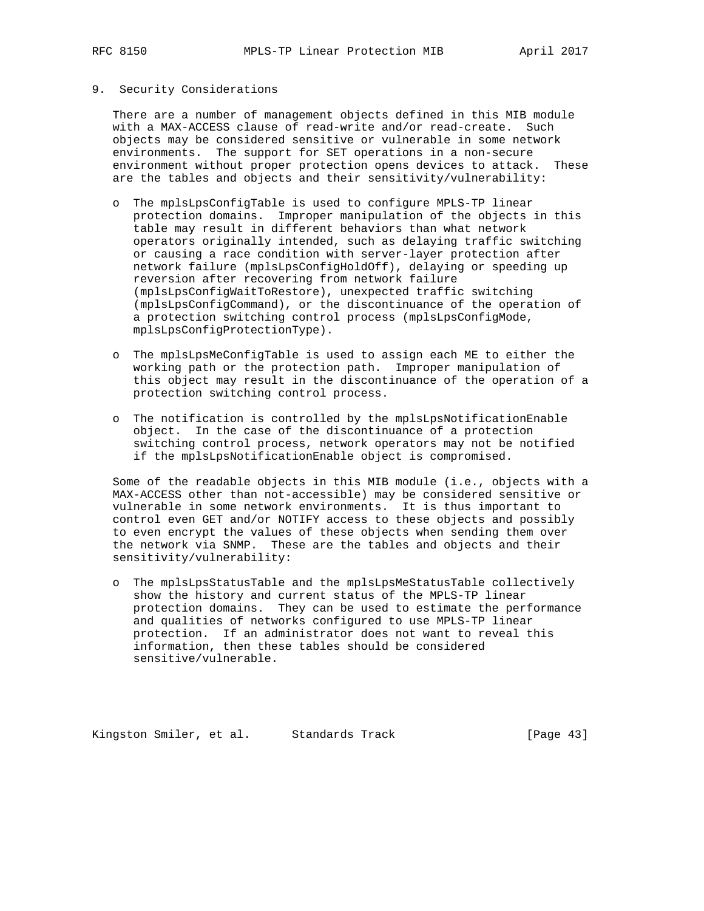## 9. Security Considerations

There are a number of management objects defined in this MIB module with a MAX-ACCESS clause of read-write and/or read-create. Such objects may be considered sensitive or vulnerable in some network environments. The support for SET operations in a non-secure environment without proper protection opens devices to attack. These are the tables and objects and their sensitivity/vulnerability:

- The mplsLpsConfigTable is used to configure MPLS-TP linear protection domains. Improper manipulation of the objects in this table may result in different behaviors than what network operators originally intended, such as delaying traffic switching or causing a race condition with server-layer protection after network failure (mplsLpsConfigHoldOff), delaying or speeding up reversion after recovering from network failure (mplsLpsConfigWaitToRestore), unexpected traffic switching (mplsLpsConfigCommand), or the discontinuance of the operation of a protection switching control process (mplsLpsConfigMode, mplsLpsConfigProtectionType).

- The mplsLpsMeConfigTable is used to assign each ME to either the working path or the protection path. Improper manipulation of this object may result in the discontinuance of the operation of a protection switching control process.

- The notification is controlled by the mplsLpsNotificationEnable object. In the case of the discontinuance of a protection switching control process, network operators may not be notified if the mplsLpsNotificationEnable object is compromised.

Some of the readable objects in this MIB module (i.e., objects with a MAX-ACCESS other than not-accessible) may be considered sensitive or vulnerable in some network environments. It is thus important to control even GET and/or NOTIFY access to these objects and possibly to even encrypt the values of these objects when sending them over the network via SNMP. These are the tables and objects and their sensitivity/vulnerability:

- The mplsLpsStatusTable and the mplsLpsMeStatusTable collectively show the history and current status of the MPLS-TP linear protection domains. They can be used to estimate the performance and qualities of networks configured to use MPLS-TP linear protection. If an administrator does not want to reveal this information, then these tables should be considered sensitive/vulnerable.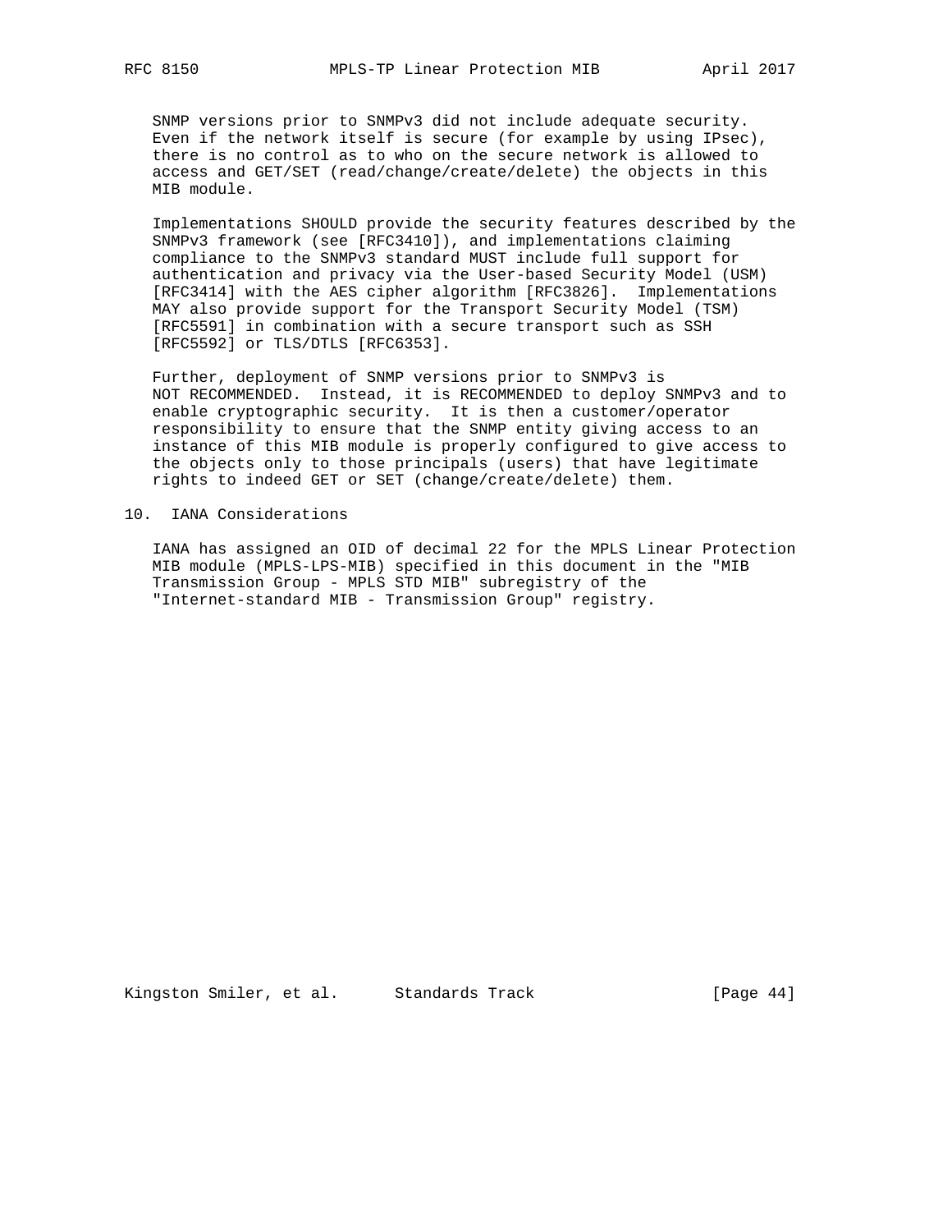SNMP versions prior to SNMPv3 did not include adequate security. Even if the network itself is secure (for example by using IPsec), there is no control as to who on the secure network is allowed to access and GET/SET (read/change/create/delete) the objects in this MIB module.

Implementations SHOULD provide the security features described by the SNMPv3 framework (see [RFC3410]), and implementations claiming compliance to the SNMPv3 standard MUST include full support for authentication and privacy via the User-based Security Model (USM) [RFC3414] with the AES cipher algorithm [RFC3826]. Implementations MAY also provide support for the Transport Security Model (TSM) [RFC5591] in combination with a secure transport such as SSH [RFC5592] or TLS/DTLS [RFC6353].

Further, deployment of SNMP versions prior to SNMPv3 is NOT RECOMMENDED. Instead, it is RECOMMENDED to deploy SNMPv3 and to enable cryptographic security. It is then a customer/operator responsibility to ensure that the SNMP entity giving access to an instance of this MIB module is properly configured to give access to the objects only to those principals (users) that have legitimate rights to indeed GET or SET (change/create/delete) them.

## 10. IANA Considerations

IANA has assigned an OID of decimal 22 for the MPLS Linear Protection MIB module (MPLS-LPS-MIB) specified in this document in the "MIB Transmission Group - MPLS STD MIB" subregistry of the "Internet-standard MIB - Transmission Group" registry.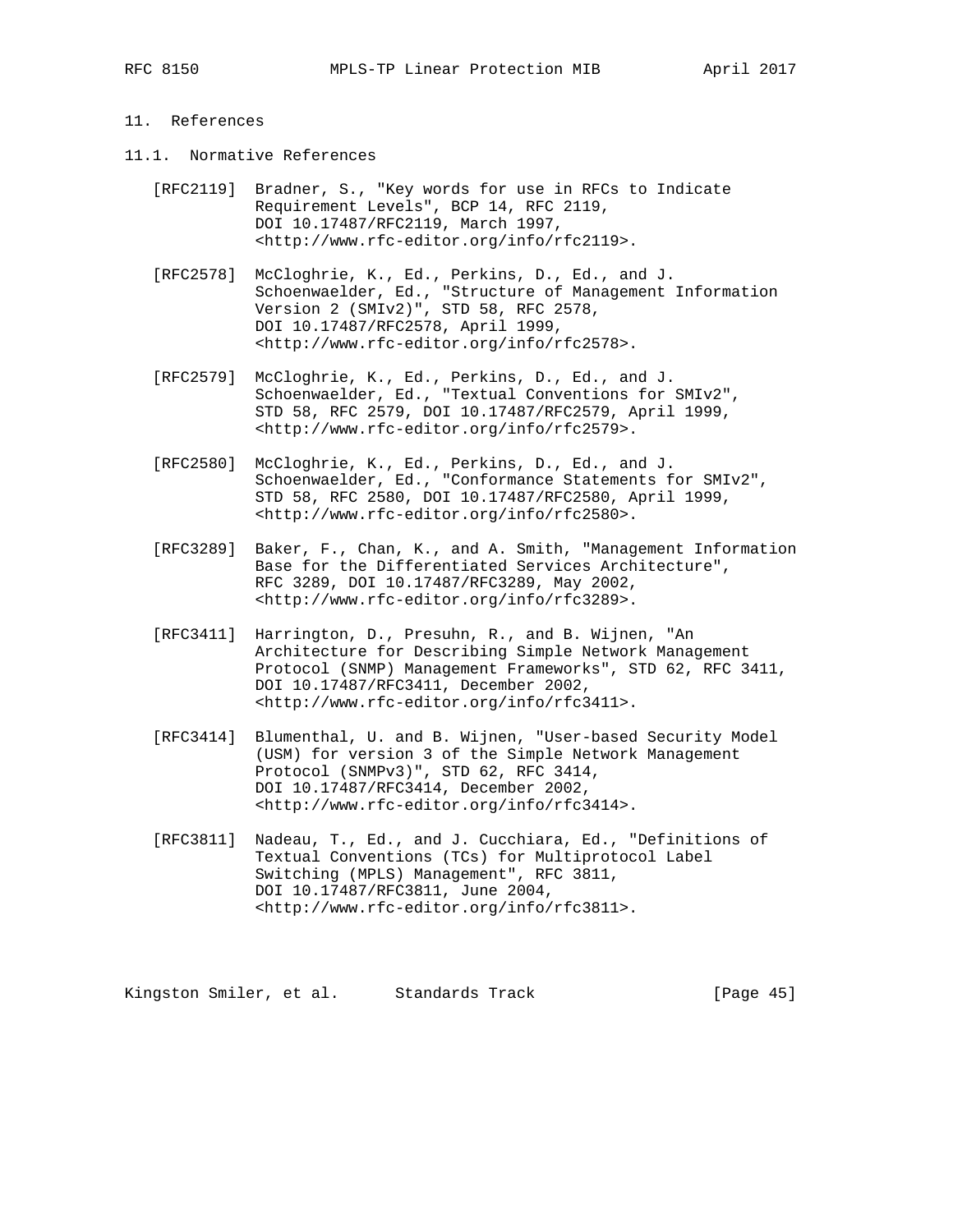## 11. References

### 11.1. Normative References

[RFC2119] Bradner, S., "Key words for use in RFCs to Indicate Requirement Levels", BCP 14, RFC 2119, DOI 10.17487/RFC2119, March 1997, <http://www.rfc-editor.org/info/rfc2119>.

[RFC2578] McCloghrie, K., Ed., Perkins, D., Ed., and J. Schoenwaelder, Ed., "Structure of Management Information Version 2 (SMIv2)", STD 58, RFC 2578, DOI 10.17487/RFC2578, April 1999, <http://www.rfc-editor.org/info/rfc2578>.

[RFC2579] McCloghrie, K., Ed., Perkins, D., Ed., and J. Schoenwaelder, Ed., "Textual Conventions for SMIv2", STD 58, RFC 2579, DOI 10.17487/RFC2579, April 1999, <http://www.rfc-editor.org/info/rfc2579>.

[RFC2580] McCloghrie, K., Ed., Perkins, D., Ed., and J. Schoenwaelder, Ed., "Conformance Statements for SMIv2", STD 58, RFC 2580, DOI 10.17487/RFC2580, April 1999, <http://www.rfc-editor.org/info/rfc2580>.

[RFC3289] Baker, F., Chan, K., and A. Smith, "Management Information Base for the Differentiated Services Architecture", RFC 3289, DOI 10.17487/RFC3289, May 2002, <http://www.rfc-editor.org/info/rfc3289>.

[RFC3411] Harrington, D., Presuhn, R., and B. Wijnen, "An Architecture for Describing Simple Network Management Protocol (SNMP) Management Frameworks", STD 62, RFC 3411, DOI 10.17487/RFC3411, December 2002, <http://www.rfc-editor.org/info/rfc3411>.

[RFC3414] Blumenthal, U. and B. Wijnen, "User-based Security Model (USM) for version 3 of the Simple Network Management Protocol (SNMPv3)", STD 62, RFC 3414, DOI 10.17487/RFC3414, December 2002, <http://www.rfc-editor.org/info/rfc3414>.

[RFC3811] Nadeau, T., Ed., and J. Cucchiara, Ed., "Definitions of Textual Conventions (TCs) for Multiprotocol Label Switching (MPLS) Management", RFC 3811, DOI 10.17487/RFC3811, June 2004, <http://www.rfc-editor.org/info/rfc3811>.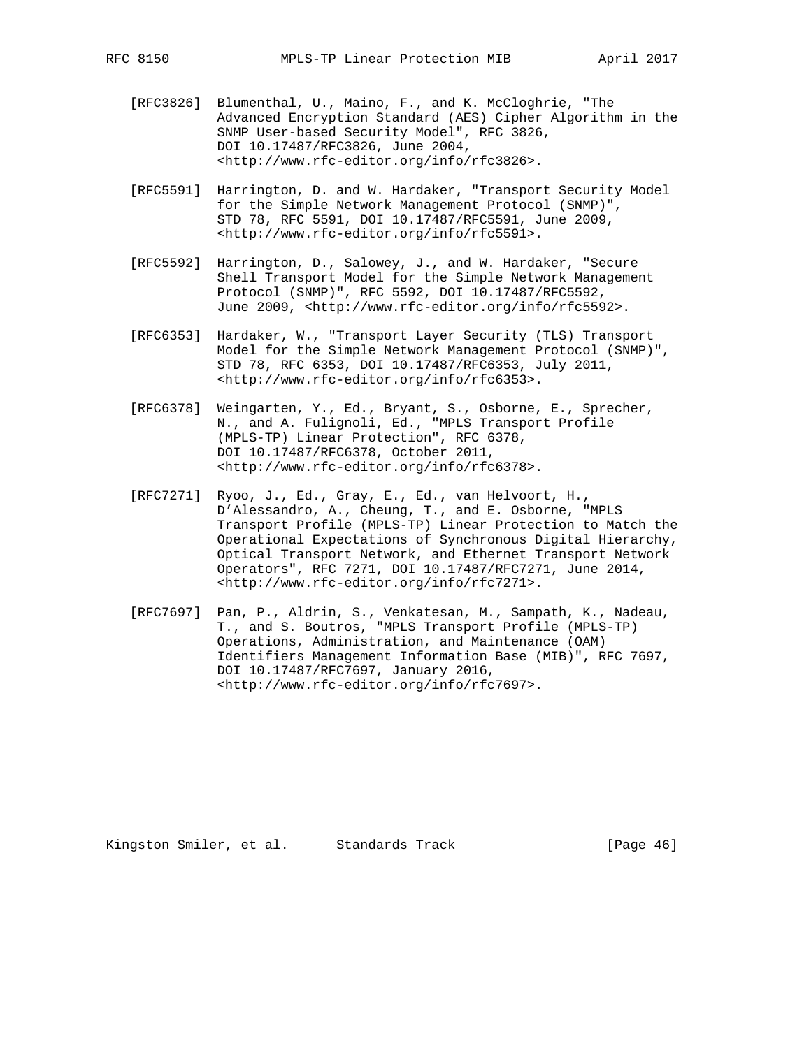[RFC3826] Blumenthal, U., Maino, F., and K. McCloghrie, "The Advanced Encryption Standard (AES) Cipher Algorithm in the SNMP User-based Security Model", RFC 3826, DOI 10.17487/RFC3826, June 2004, <http://www.rfc-editor.org/info/rfc3826>.

[RFC5591] Harrington, D. and W. Hardaker, "Transport Security Model for the Simple Network Management Protocol (SNMP)", STD 78, RFC 5591, DOI 10.17487/RFC5591, June 2009, <http://www.rfc-editor.org/info/rfc5591>.

[RFC5592] Harrington, D., Salowey, J., and W. Hardaker, "Secure Shell Transport Model for the Simple Network Management Protocol (SNMP)", RFC 5592, DOI 10.17487/RFC5592, June 2009, <http://www.rfc-editor.org/info/rfc5592>.

[RFC6353] Hardaker, W., "Transport Layer Security (TLS) Transport Model for the Simple Network Management Protocol (SNMP)", STD 78, RFC 6353, DOI 10.17487/RFC6353, July 2011, <http://www.rfc-editor.org/info/rfc6353>.

[RFC6378] Weingarten, Y., Ed., Bryant, S., Osborne, E., Sprecher, N., and A. Fulignoli, Ed., "MPLS Transport Profile (MPLS-TP) Linear Protection", RFC 6378, DOI 10.17487/RFC6378, October 2011, <http://www.rfc-editor.org/info/rfc6378>.

[RFC7271] Ryoo, J., Ed., Gray, E., Ed., van Helvoort, H., D'Alessandro, A., Cheung, T., and E. Osborne, "MPLS Transport Profile (MPLS-TP) Linear Protection to Match the Operational Expectations of Synchronous Digital Hierarchy, Optical Transport Network, and Ethernet Transport Network Operators", RFC 7271, DOI 10.17487/RFC7271, June 2014, <http://www.rfc-editor.org/info/rfc7271>.

[RFC7697] Pan, P., Aldrin, S., Venkatesan, M., Sampath, K., Nadeau, T., and S. Boutros, "MPLS Transport Profile (MPLS-TP) Operations, Administration, and Maintenance (OAM) Identifiers Management Information Base (MIB)", RFC 7697, DOI 10.17487/RFC7697, January 2016, <http://www.rfc-editor.org/info/rfc7697>.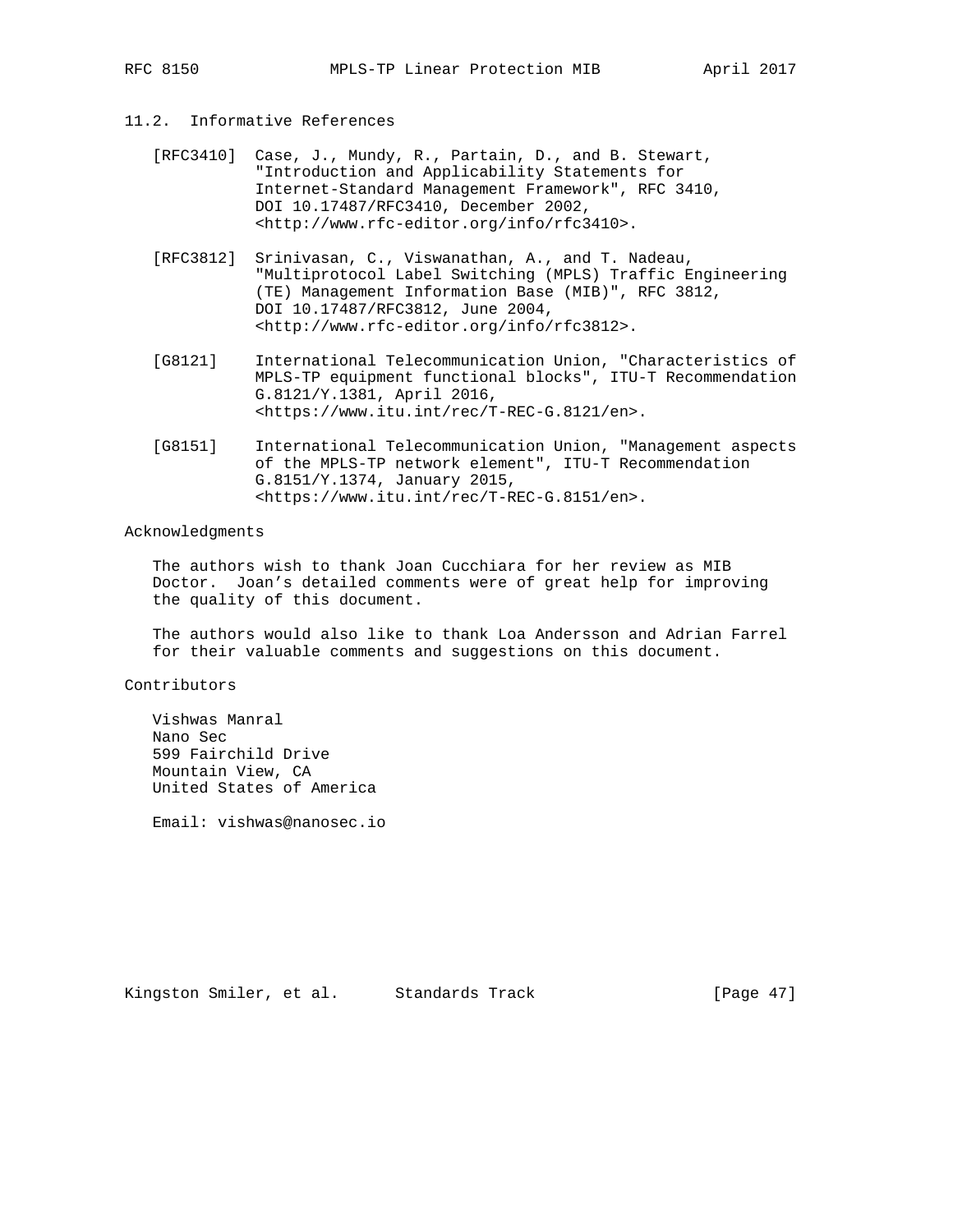### 11.2. Informative References

[RFC3410] Case, J., Mundy, R., Partain, D., and B. Stewart, "Introduction and Applicability Statements for Internet-Standard Management Framework", RFC 3410, DOI 10.17487/RFC3410, December 2002, <http://www.rfc-editor.org/info/rfc3410>.

[RFC3812] Srinivasan, C., Viswanathan, A., and T. Nadeau, "Multiprotocol Label Switching (MPLS) Traffic Engineering (TE) Management Information Base (MIB)", RFC 3812, DOI 10.17487/RFC3812, June 2004, <http://www.rfc-editor.org/info/rfc3812>.

[G8121] International Telecommunication Union, "Characteristics of MPLS-TP equipment functional blocks", ITU-T Recommendation G.8121/Y.1381, April 2016, <https://www.itu.int/rec/T-REC-G.8121/en>.

[G8151] International Telecommunication Union, "Management aspects of the MPLS-TP network element", ITU-T Recommendation G.8151/Y.1374, January 2015, <https://www.itu.int/rec/T-REC-G.8151/en>.

## Acknowledgments

The authors wish to thank Joan Cucchiara for her review as MIB Doctor. Joan's detailed comments were of great help for improving the quality of this document.

The authors would also like to thank Loa Andersson and Adrian Farrel for their valuable comments and suggestions on this document.

## Contributors

Vishwas Manral
Nano Sec
599 Fairchild Drive
Mountain View, CA
United States of America

Email: vishwas@nanosec.io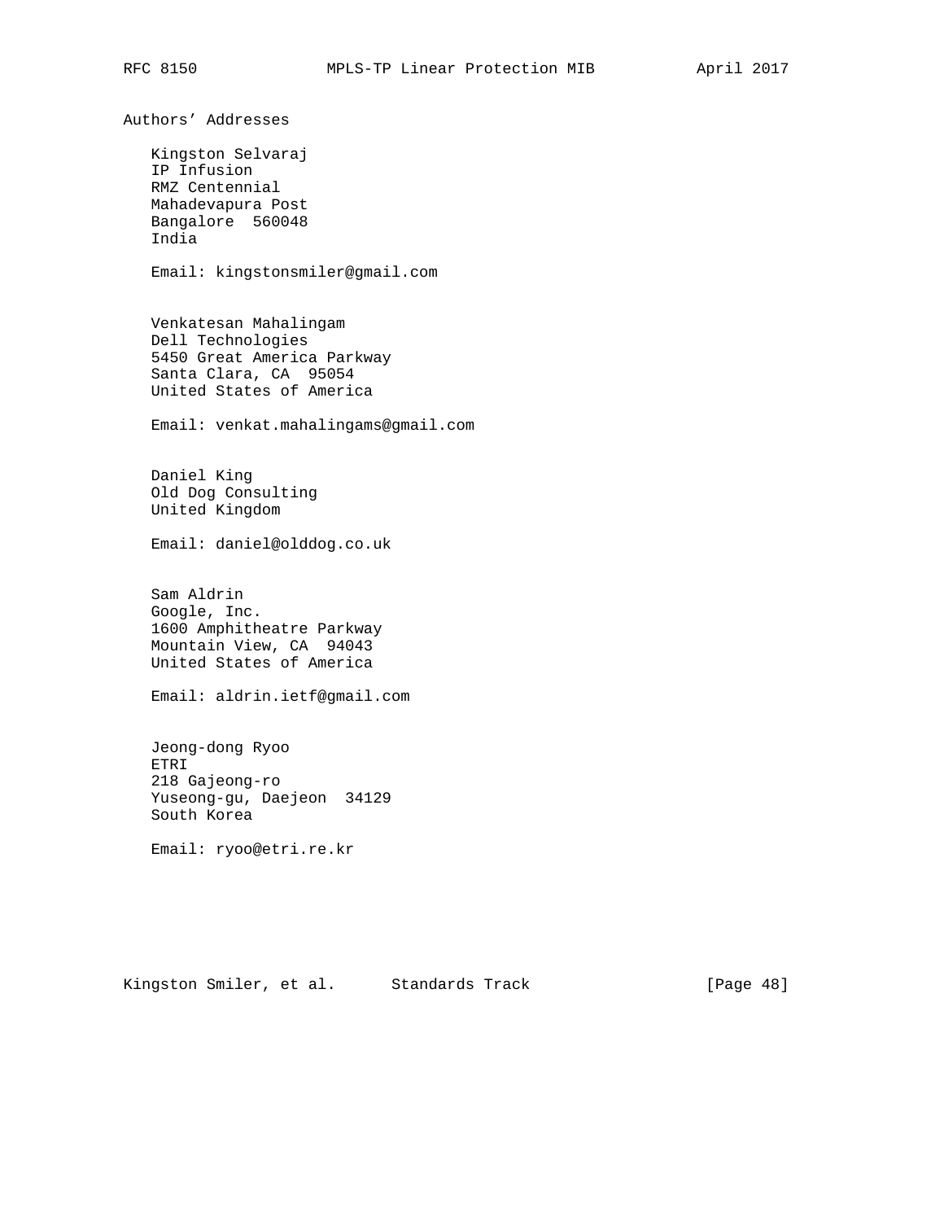# Authors' Addresses

Kingston Selvaraj
IP Infusion
RMZ Centennial
Mahadevapura Post
Bangalore 560048
India

Email: kingstonsmiler@gmail.com

Venkatesan Mahalingam
Dell Technologies
5450 Great America Parkway
Santa Clara, CA 95054
United States of America

Email: venkat.mahalingams@gmail.com

Daniel King
Old Dog Consulting
United Kingdom

Email: daniel@olddog.co.uk

Sam Aldrin
Google, Inc.
1600 Amphitheatre Parkway
Mountain View, CA 94043
United States of America

Email: aldrin.ietf@gmail.com

Jeong-dong Ryoo
ETRI
218 Gajeong-ro
Yuseong-gu, Daejeon 34129
South Korea

Email: ryoo@etri.re.kr